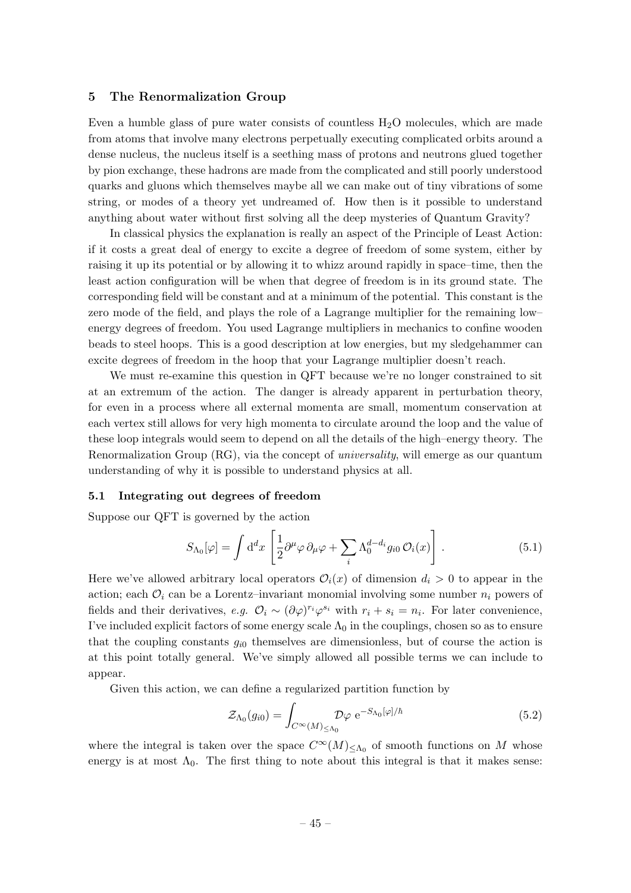## 5 The Renormalization Group

Even a humble glass of pure water consists of countless $H_2O$ molecules, which are made from atoms that involve many electrons perpetually executing complicated orbits around a dense nucleus, the nucleus itself is a seething mass of protons and neutrons glued together by pion exchange, these hadrons are made from the complicated and still poorly understood quarks and gluons which themselves maybe all we can make out of tiny vibrations of some string, or modes of a theory yet undreamed of. How then is it possible to understand anything about water without first solving all the deep mysteries of Quantum Gravity?

In classical physics the explanation is really an aspect of the Principle of Least Action: if it costs a great deal of energy to excite a degree of freedom of some system, either by raising it up its potential or by allowing it to whizz around rapidly in space–time, then the least action configuration will be when that degree of freedom is in its ground state. The corresponding field will be constant and at a minimum of the potential. This constant is the zero mode of the field, and plays the role of a Lagrange multiplier for the remaining low–energy degrees of freedom. You used Lagrange multipliers in mechanics to confine wooden beads to steel hoops. This is a good description at low energies, but my sledgehammer can excite degrees of freedom in the hoop that your Lagrange multiplier doesn't reach.

We must re-examine this question in QFT because we're no longer constrained to sit at an extremum of the action. The danger is already apparent in perturbation theory, for even in a process where all external momenta are small, momentum conservation at each vertex still allows for very high momenta to circulate around the loop and the value of these loop integrals would seem to depend on all the details of the high–energy theory. The Renormalization Group (RG), via the concept of *universality*, will emerge as our quantum understanding of why it is possible to understand physics at all.

### 5.1 Integrating out degrees of freedom

Suppose our QFT is governed by the action

$$S_{\Lambda_0}[\varphi] = \int \mathrm{d}^d x \left[ \frac{1}{2} \partial^\mu \varphi \, \partial_\mu \varphi + \sum_i \Lambda_0^{d-d_i} g_{i0} \, \mathcal{O}_i(x) \right] . \tag{5.1}$$

Here we've allowed arbitrary local operators $\mathcal{O}_i(x)$ of dimension $d_i > 0$ to appear in the action; each $\mathcal{O}_i$ can be a Lorentz–invariant monomial involving some number $n_i$ powers of fields and their derivatives, *e.g.* $\mathcal{O}_i \sim (\partial\varphi)^{r_i} \varphi^{s_i}$ with $r_i + s_i = n_i$. For later convenience, I've included explicit factors of some energy scale $\Lambda_0$ in the couplings, chosen so as to ensure that the coupling constants $g_{i0}$ themselves are dimensionless, but of course the action is at this point totally general. We've simply allowed all possible terms we can include to appear.

Given this action, we can define a regularized partition function by

$$\mathcal{Z}_{\Lambda_0}(g_{i0}) = \int_{C^\infty(M)_{\leq \Lambda_0}} \mathcal{D}\varphi \; \mathrm{e}^{-S_{\Lambda_0}[\varphi]/\hbar} \tag{5.2}$$

where the integral is taken over the space $C^\infty(M)_{\leq \Lambda_0}$ of smooth functions on $M$ whose energy is at most $\Lambda_0$. The first thing to note about this integral is that it makes sense: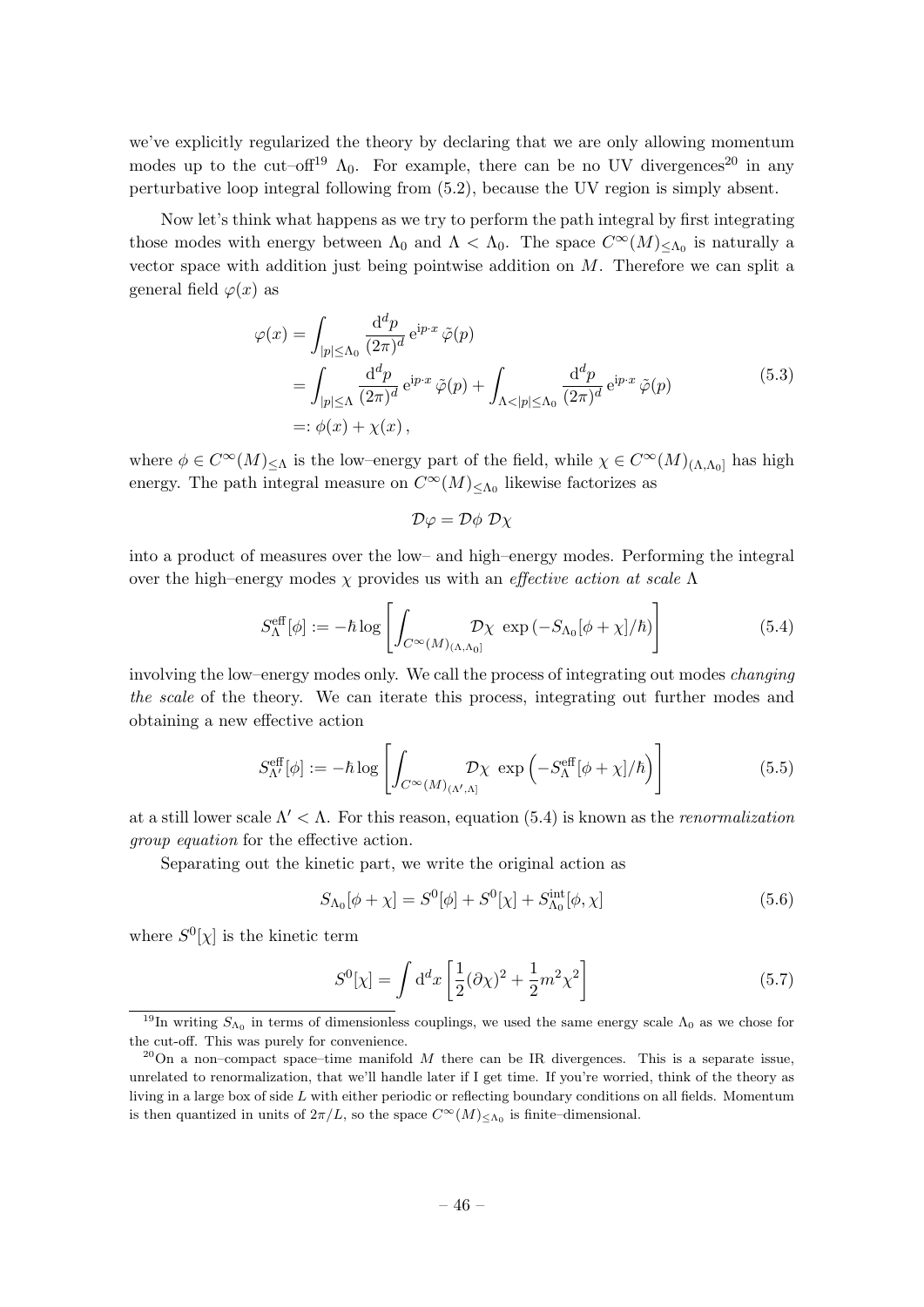we've explicitly regularized the theory by declaring that we are only allowing momentum modes up to the cut–off[19] $\Lambda_0$. For example, there can be no UV divergences[20] in any perturbative loop integral following from (5.2), because the UV region is simply absent.

Now let's think what happens as we try to perform the path integral by first integrating those modes with energy between $\Lambda_0$ and $\Lambda < \Lambda_0$. The space $C^\infty(M)_{\leq\Lambda_0}$ is naturally a vector space with addition just being pointwise addition on $M$. Therefore we can split a general field $\varphi(x)$ as

$$
\begin{aligned}
\varphi(x) &= \int_{|p|\leq\Lambda_0} \frac{\mathrm{d}^d p}{(2\pi)^d}\, \mathrm{e}^{\mathrm{i}p\cdot x}\, \tilde{\varphi}(p) \\
&= \int_{|p|\leq\Lambda} \frac{\mathrm{d}^d p}{(2\pi)^d}\, \mathrm{e}^{\mathrm{i}p\cdot x}\, \tilde{\varphi}(p) + \int_{\Lambda<|p|\leq\Lambda_0} \frac{\mathrm{d}^d p}{(2\pi)^d}\, \mathrm{e}^{\mathrm{i}p\cdot x}\, \tilde{\varphi}(p) \\
&=: \phi(x) + \chi(x)\,,
\end{aligned}
\tag{5.3}
$$

where $\phi \in C^\infty(M)_{\leq\Lambda}$ is the low–energy part of the field, while $\chi \in C^\infty(M)_{(\Lambda,\Lambda_0]}$ has high energy. The path integral measure on $C^\infty(M)_{\leq\Lambda_0}$ likewise factorizes as

$$
\mathcal{D}\varphi = \mathcal{D}\phi\; \mathcal{D}\chi
$$

into a product of measures over the low– and high–energy modes. Performing the integral over the high–energy modes $\chi$ provides us with an *effective action at scale* $\Lambda$

$$
S^{\mathrm{eff}}_\Lambda[\phi] := -\hbar \log\left[\int_{C^\infty(M)_{(\Lambda,\Lambda_0]}} \mathcal{D}\chi\; \exp\left(-S_{\Lambda_0}[\phi+\chi]/\hbar\right)\right] \tag{5.4}
$$

involving the low–energy modes only. We call the process of integrating out modes *changing the scale* of the theory. We can iterate this process, integrating out further modes and obtaining a new effective action

$$
S^{\mathrm{eff}}_{\Lambda'}[\phi] := -\hbar \log\left[\int_{C^\infty(M)_{(\Lambda',\Lambda]}} \mathcal{D}\chi\; \exp\left(-S^{\mathrm{eff}}_{\Lambda}[\phi+\chi]/\hbar\right)\right] \tag{5.5}
$$

at a still lower scale $\Lambda' < \Lambda$. For this reason, equation (5.4) is known as the *renormalization group equation* for the effective action.

Separating out the kinetic part, we write the original action as

$$
S_{\Lambda_0}[\phi+\chi] = S^0[\phi] + S^0[\chi] + S^{\mathrm{int}}_{\Lambda_0}[\phi,\chi] \tag{5.6}
$$

where $S^0[\chi]$ is the kinetic term

$$
S^0[\chi] = \int \mathrm{d}^d x \left[\frac{1}{2}(\partial\chi)^2 + \frac{1}{2}m^2\chi^2\right] \tag{5.7}
$$

[19] In writing $S_{\Lambda_0}$ in terms of dimensionless couplings, we used the same energy scale $\Lambda_0$ as we chose for the cut-off. This was purely for convenience.

[20] On a non–compact space–time manifold $M$ there can be IR divergences. This is a separate issue, unrelated to renormalization, that we'll handle later if I get time. If you're worried, think of the theory as living in a large box of side $L$ with either periodic or reflecting boundary conditions on all fields. Momentum is then quantized in units of $2\pi/L$, so the space $C^\infty(M)_{\leq\Lambda_0}$ is finite–dimensional.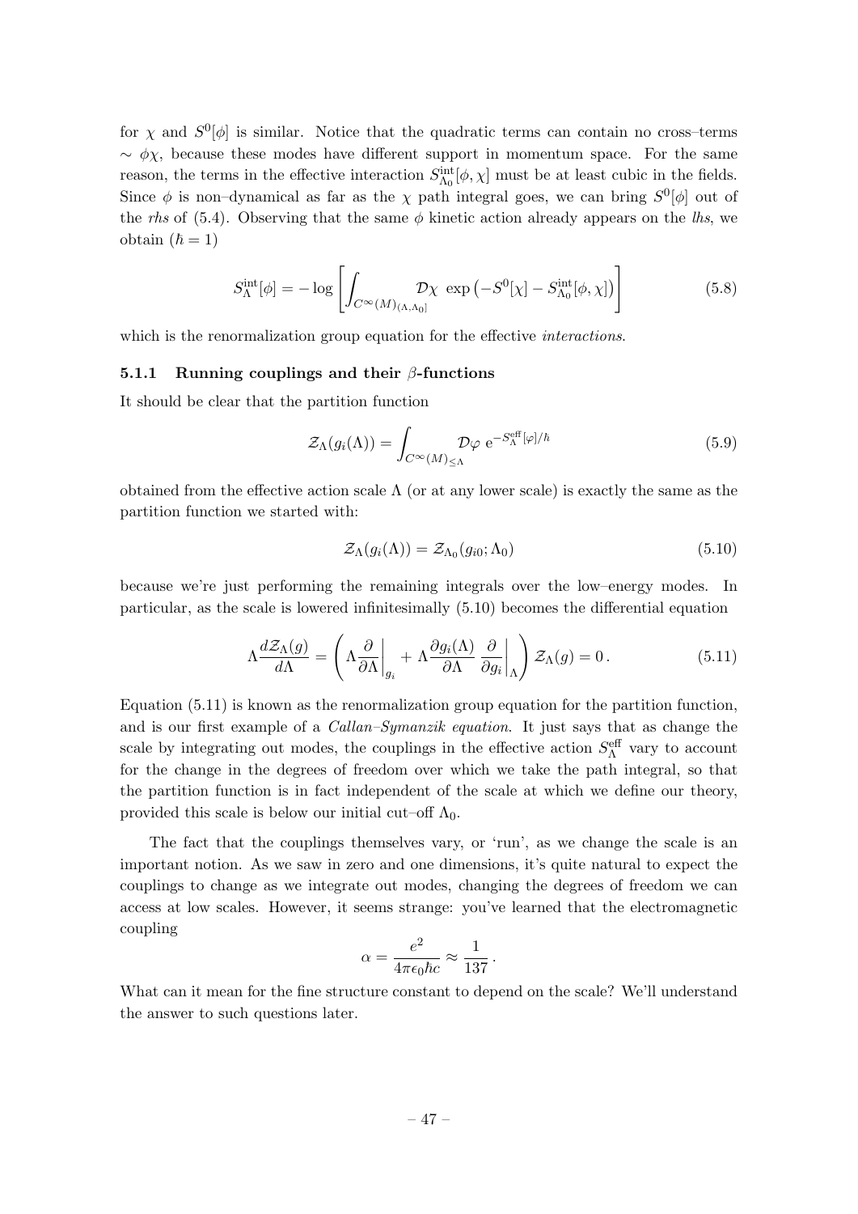for $\chi$ and $S^0[\phi]$ is similar. Notice that the quadratic terms can contain no cross–terms $\sim \phi\chi$, because these modes have different support in momentum space. For the same reason, the terms in the effective interaction $S^{\rm int}_{\Lambda_0}[\phi,\chi]$ must be at least cubic in the fields. Since $\phi$ is non–dynamical as far as the $\chi$ path integral goes, we can bring $S^0[\phi]$ out of the *rhs* of (5.4). Observing that the same $\phi$ kinetic action already appears on the *lhs*, we obtain ($\hbar = 1$)

$$S^{\rm int}_{\Lambda}[\phi] = -\log\left[\int_{C^\infty(M)_{(\Lambda,\Lambda_0]}} \mathcal{D}\chi\ \exp\left(-S^0[\chi] - S^{\rm int}_{\Lambda_0}[\phi,\chi]\right)\right] \tag{5.8}$$

which is the renormalization group equation for the effective *interactions*.

### 5.1.1 Running couplings and their $\beta$-functions

It should be clear that the partition function

$$\mathcal{Z}_\Lambda(g_i(\Lambda)) = \int_{C^\infty(M)_{\leq\Lambda}} \mathcal{D}\varphi\ {\rm e}^{-S^{\rm eff}_\Lambda[\varphi]/\hbar} \tag{5.9}$$

obtained from the effective action scale $\Lambda$ (or at any lower scale) is exactly the same as the partition function we started with:

$$\mathcal{Z}_\Lambda(g_i(\Lambda)) = \mathcal{Z}_{\Lambda_0}(g_{i0};\Lambda_0) \tag{5.10}$$

because we're just performing the remaining integrals over the low–energy modes. In particular, as the scale is lowered infinitesimally (5.10) becomes the differential equation

$$\Lambda\frac{d\mathcal{Z}_\Lambda(g)}{d\Lambda} = \left(\Lambda\frac{\partial}{\partial\Lambda}\bigg|_{g_i} + \Lambda\frac{\partial g_i(\Lambda)}{\partial\Lambda}\,\frac{\partial}{\partial g_i}\bigg|_{\Lambda}\right)\mathcal{Z}_\Lambda(g) = 0\,. \tag{5.11}$$

Equation (5.11) is known as the renormalization group equation for the partition function, and is our first example of a *Callan–Symanzik equation*. It just says that as change the scale by integrating out modes, the couplings in the effective action $S^{\rm eff}_\Lambda$ vary to account for the change in the degrees of freedom over which we take the path integral, so that the partition function is in fact independent of the scale at which we define our theory, provided this scale is below our initial cut–off $\Lambda_0$.

The fact that the couplings themselves vary, or 'run', as we change the scale is an important notion. As we saw in zero and one dimensions, it's quite natural to expect the couplings to change as we integrate out modes, changing the degrees of freedom we can access at low scales. However, it seems strange: you've learned that the electromagnetic coupling

$$\alpha = \frac{e^2}{4\pi\epsilon_0\hbar c} \approx \frac{1}{137}\,.$$

What can it mean for the fine structure constant to depend on the scale? We'll understand the answer to such questions later.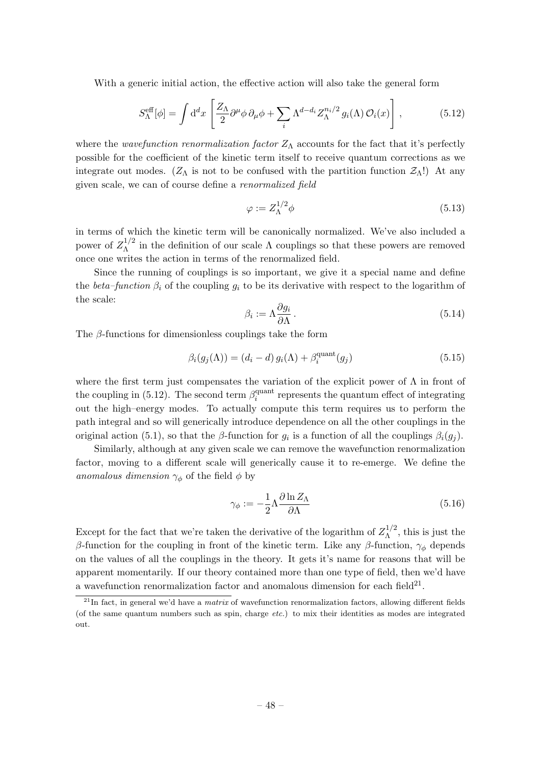With a generic initial action, the effective action will also take the general form

$$S_\Lambda^{\rm eff}[\phi] = \int {\rm d}^d x \left[ \frac{Z_\Lambda}{2} \partial^\mu \phi \, \partial_\mu \phi + \sum_i \Lambda^{d-d_i} Z_\Lambda^{n_i/2} \, g_i(\Lambda) \, \mathcal{O}_i(x) \right] , \tag{5.12}$$

where the *wavefunction renormalization factor* $Z_\Lambda$ accounts for the fact that it's perfectly possible for the coefficient of the kinetic term itself to receive quantum corrections as we integrate out modes. ($Z_\Lambda$ is not to be confused with the partition function $\mathcal{Z}_\Lambda$!) At any given scale, we can of course define a *renormalized field*

$$\varphi := Z_\Lambda^{1/2} \phi \tag{5.13}$$

in terms of which the kinetic term will be canonically normalized. We've also included a power of $Z_\Lambda^{1/2}$ in the definition of our scale $\Lambda$ couplings so that these powers are removed once one writes the action in terms of the renormalized field.

Since the running of couplings is so important, we give it a special name and define the *beta–function* $\beta_i$ of the coupling $g_i$ to be its derivative with respect to the logarithm of the scale:

$$\beta_i := \Lambda \frac{\partial g_i}{\partial \Lambda} \, . \tag{5.14}$$

The $\beta$-functions for dimensionless couplings take the form

$$\beta_i(g_j(\Lambda)) = (d_i - d) \, g_i(\Lambda) + \beta_i^{\rm quant}(g_j) \tag{5.15}$$

where the first term just compensates the variation of the explicit power of $\Lambda$ in front of the coupling in (5.12). The second term $\beta_i^{\rm quant}$ represents the quantum effect of integrating out the high–energy modes. To actually compute this term requires us to perform the path integral and so will generically introduce dependence on all the other couplings in the original action (5.1), so that the $\beta$-function for $g_i$ is a function of all the couplings $\beta_i(g_j)$.

Similarly, although at any given scale we can remove the wavefunction renormalization factor, moving to a different scale will generically cause it to re-emerge. We define the *anomalous dimension* $\gamma_\phi$ of the field $\phi$ by

$$\gamma_\phi := -\frac{1}{2} \Lambda \frac{\partial \ln Z_\Lambda}{\partial \Lambda} \tag{5.16}$$

Except for the fact that we're taken the derivative of the logarithm of $Z_\Lambda^{1/2}$, this is just the $\beta$-function for the coupling in front of the kinetic term. Like any $\beta$-function, $\gamma_\phi$ depends on the values of all the couplings in the theory. It gets it's name for reasons that will be apparent momentarily. If our theory contained more than one type of field, then we'd have a wavefunction renormalization factor and anomalous dimension for each field[21].

[21] In fact, in general we'd have a *matrix* of wavefunction renormalization factors, allowing different fields (of the same quantum numbers such as spin, charge *etc.*) to mix their identities as modes are integrated out.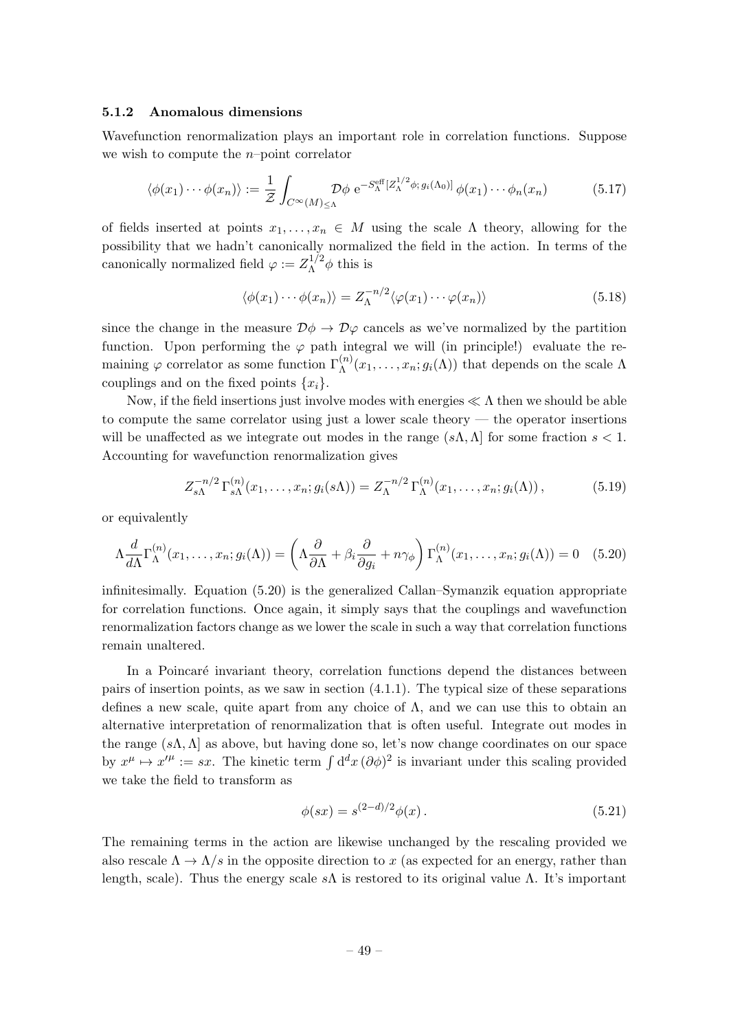### 5.1.2 Anomalous dimensions

Wavefunction renormalization plays an important role in correlation functions. Suppose we wish to compute the $n$–point correlator

$$\langle \phi(x_1)\cdots\phi(x_n)\rangle := \frac{1}{\mathcal{Z}}\int_{C^\infty(M)_{\leq\Lambda}} \mathcal{D}\phi\; \mathrm{e}^{-S^{\rm eff}_\Lambda[Z_\Lambda^{1/2}\phi;\,g_i(\Lambda_0)]}\,\phi(x_1)\cdots\phi_n(x_n) \tag{5.17}$$

of fields inserted at points $x_1,\ldots,x_n \in M$ using the scale $\Lambda$ theory, allowing for the possibility that we hadn't canonically normalized the field in the action. In terms of the canonically normalized field $\varphi := Z_\Lambda^{1/2}\phi$ this is

$$\langle \phi(x_1)\cdots\phi(x_n)\rangle = Z_\Lambda^{-n/2}\langle\varphi(x_1)\cdots\varphi(x_n)\rangle \tag{5.18}$$

since the change in the measure $\mathcal{D}\phi\to\mathcal{D}\varphi$ cancels as we've normalized by the partition function. Upon performing the $\varphi$ path integral we will (in principle!) evaluate the remaining $\varphi$ correlator as some function $\Gamma^{(n)}_\Lambda(x_1,\ldots,x_n;g_i(\Lambda))$ that depends on the scale $\Lambda$ couplings and on the fixed points $\{x_i\}$.

Now, if the field insertions just involve modes with energies $\ll\Lambda$ then we should be able to compute the same correlator using just a lower scale theory — the operator insertions will be unaffected as we integrate out modes in the range $(s\Lambda,\Lambda]$ for some fraction $s<1$. Accounting for wavefunction renormalization gives

$$Z_{s\Lambda}^{-n/2}\,\Gamma^{(n)}_{s\Lambda}(x_1,\ldots,x_n;g_i(s\Lambda)) = Z_\Lambda^{-n/2}\,\Gamma^{(n)}_\Lambda(x_1,\ldots,x_n;g_i(\Lambda))\,, \tag{5.19}$$

or equivalently

$$\Lambda\frac{d}{d\Lambda}\Gamma^{(n)}_\Lambda(x_1,\ldots,x_n;g_i(\Lambda)) = \left(\Lambda\frac{\partial}{\partial\Lambda}+\beta_i\frac{\partial}{\partial g_i}+n\gamma_\phi\right)\Gamma^{(n)}_\Lambda(x_1,\ldots,x_n;g_i(\Lambda)) = 0 \tag{5.20}$$

infinitesimally. Equation (5.20) is the generalized Callan–Symanzik equation appropriate for correlation functions. Once again, it simply says that the couplings and wavefunction renormalization factors change as we lower the scale in such a way that correlation functions remain unaltered.

In a Poincaré invariant theory, correlation functions depend the distances between pairs of insertion points, as we saw in section (4.1.1). The typical size of these separations defines a new scale, quite apart from any choice of $\Lambda$, and we can use this to obtain an alternative interpretation of renormalization that is often useful. Integrate out modes in the range $(s\Lambda,\Lambda]$ as above, but having done so, let's now change coordinates on our space by $x^\mu\mapsto x'^\mu := sx$. The kinetic term $\int \mathrm{d}^dx\,(\partial\phi)^2$ is invariant under this scaling provided we take the field to transform as

$$\phi(sx) = s^{(2-d)/2}\phi(x)\,. \tag{5.21}$$

The remaining terms in the action are likewise unchanged by the rescaling provided we also rescale $\Lambda\to\Lambda/s$ in the opposite direction to $x$ (as expected for an energy, rather than length, scale). Thus the energy scale $s\Lambda$ is restored to its original value $\Lambda$. It's important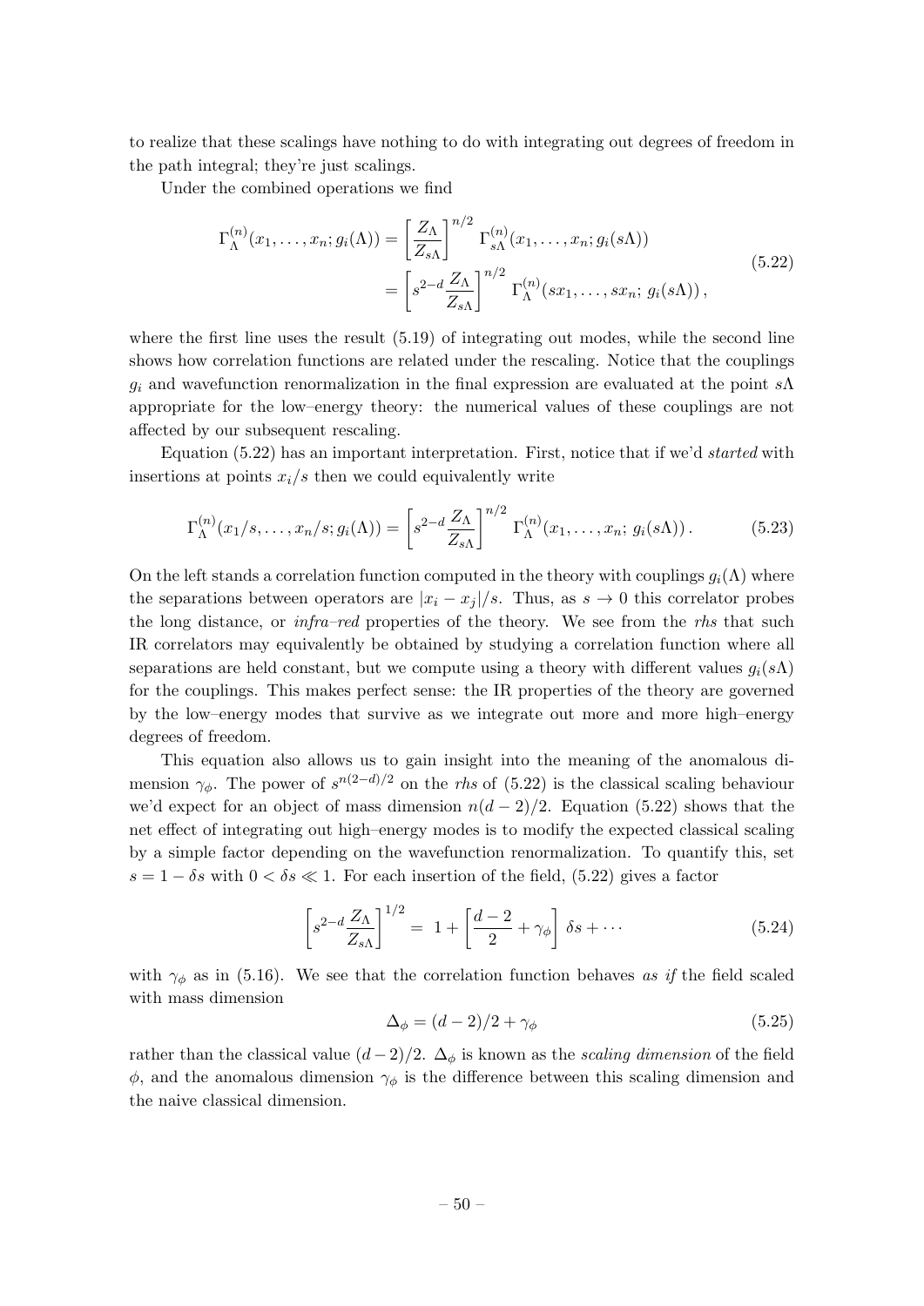to realize that these scalings have nothing to do with integrating out degrees of freedom in the path integral; they're just scalings.

Under the combined operations we find

$$
\begin{aligned}
\Gamma^{(n)}_{\Lambda}(x_1,\ldots,x_n;g_i(\Lambda)) &= \left[\frac{Z_\Lambda}{Z_{s\Lambda}}\right]^{n/2}\Gamma^{(n)}_{s\Lambda}(x_1,\ldots,x_n;g_i(s\Lambda)) \\
&= \left[s^{2-d}\frac{Z_\Lambda}{Z_{s\Lambda}}\right]^{n/2}\Gamma^{(n)}_{\Lambda}(sx_1,\ldots,sx_n;\,g_i(s\Lambda))\,,
\end{aligned}
\tag{5.22}
$$

where the first line uses the result (5.19) of integrating out modes, while the second line shows how correlation functions are related under the rescaling. Notice that the couplings $g_i$ and wavefunction renormalization in the final expression are evaluated at the point $s\Lambda$ appropriate for the low–energy theory: the numerical values of these couplings are not affected by our subsequent rescaling.

Equation (5.22) has an important interpretation. First, notice that if we'd *started* with insertions at points $x_i/s$ then we could equivalently write

$$
\Gamma^{(n)}_{\Lambda}(x_1/s,\ldots,x_n/s;g_i(\Lambda)) = \left[s^{2-d}\frac{Z_\Lambda}{Z_{s\Lambda}}\right]^{n/2}\Gamma^{(n)}_{\Lambda}(x_1,\ldots,x_n;\,g_i(s\Lambda))\,. \tag{5.23}
$$

On the left stands a correlation function computed in the theory with couplings $g_i(\Lambda)$ where the separations between operators are $|x_i - x_j|/s$. Thus, as $s \to 0$ this correlator probes the long distance, or *infra–red* properties of the theory. We see from the *rhs* that such IR correlators may equivalently be obtained by studying a correlation function where all separations are held constant, but we compute using a theory with different values $g_i(s\Lambda)$ for the couplings. This makes perfect sense: the IR properties of the theory are governed by the low–energy modes that survive as we integrate out more and more high–energy degrees of freedom.

This equation also allows us to gain insight into the meaning of the anomalous dimension $\gamma_\phi$. The power of $s^{n(2-d)/2}$ on the *rhs* of (5.22) is the classical scaling behaviour we'd expect for an object of mass dimension $n(d-2)/2$. Equation (5.22) shows that the net effect of integrating out high–energy modes is to modify the expected classical scaling by a simple factor depending on the wavefunction renormalization. To quantify this, set $s = 1 - \delta s$ with $0 < \delta s \ll 1$. For each insertion of the field, (5.22) gives a factor

$$
\left[s^{2-d}\frac{Z_\Lambda}{Z_{s\Lambda}}\right]^{1/2} = 1 + \left[\frac{d-2}{2} + \gamma_\phi\right]\delta s + \cdots \tag{5.24}
$$

with $\gamma_\phi$ as in (5.16). We see that the correlation function behaves *as if* the field scaled with mass dimension

$$
\Delta_\phi = (d-2)/2 + \gamma_\phi \tag{5.25}
$$

rather than the classical value $(d-2)/2$. $\Delta_\phi$ is known as the *scaling dimension* of the field $\phi$, and the anomalous dimension $\gamma_\phi$ is the difference between this scaling dimension and the naive classical dimension.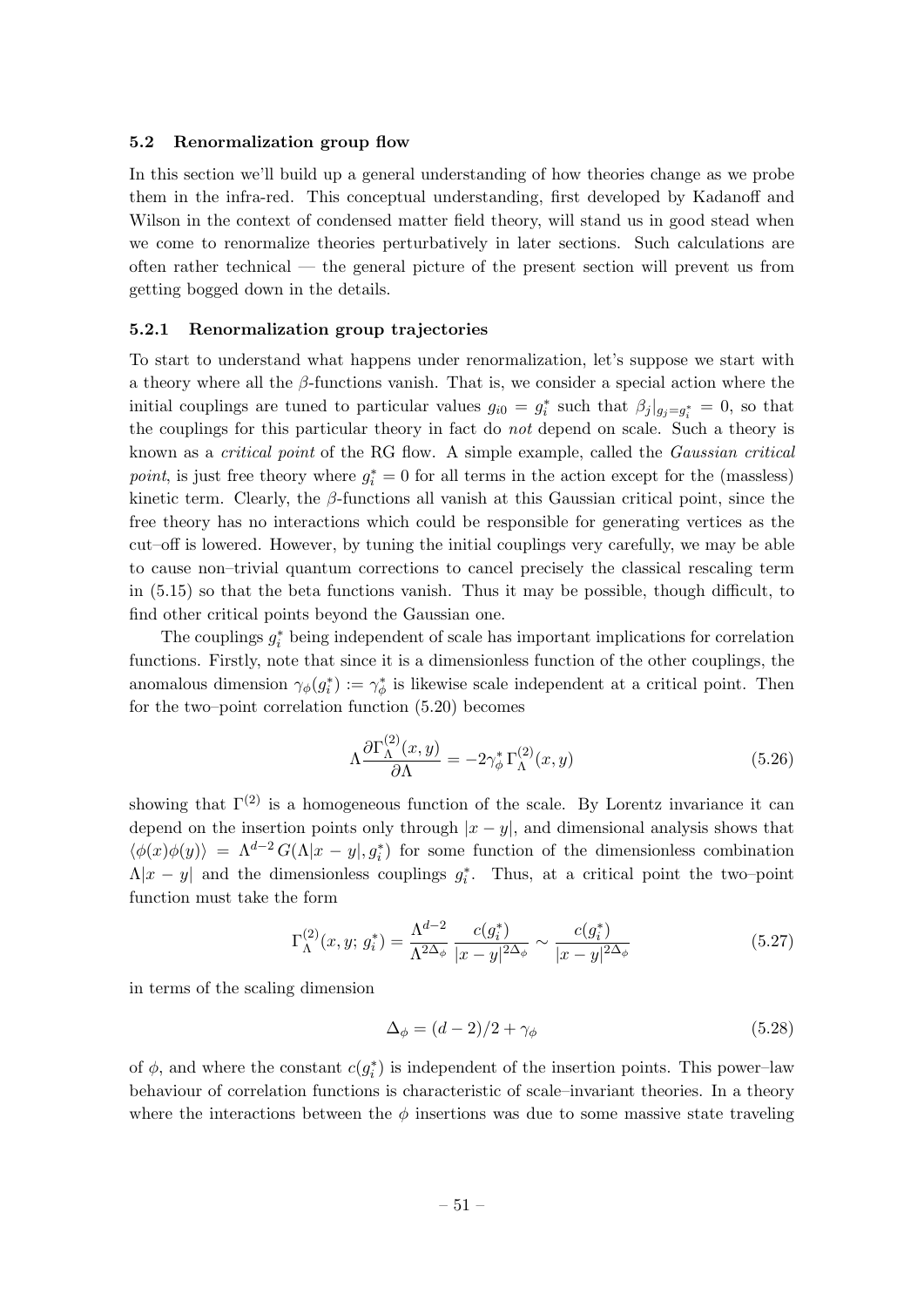### 5.2 Renormalization group flow

In this section we'll build up a general understanding of how theories change as we probe them in the infra-red. This conceptual understanding, first developed by Kadanoff and Wilson in the context of condensed matter field theory, will stand us in good stead when we come to renormalize theories perturbatively in later sections. Such calculations are often rather technical — the general picture of the present section will prevent us from getting bogged down in the details.

#### 5.2.1 Renormalization group trajectories

To start to understand what happens under renormalization, let's suppose we start with a theory where all the $\beta$-functions vanish. That is, we consider a special action where the initial couplings are tuned to particular values $g_{i0} = g_i^*$ such that $\beta_j|_{g_j=g_i^*} = 0$, so that the couplings for this particular theory in fact do *not* depend on scale. Such a theory is known as a *critical point* of the RG flow. A simple example, called the *Gaussian critical point*, is just free theory where $g_i^* = 0$ for all terms in the action except for the (massless) kinetic term. Clearly, the $\beta$-functions all vanish at this Gaussian critical point, since the free theory has no interactions which could be responsible for generating vertices as the cut–off is lowered. However, by tuning the initial couplings very carefully, we may be able to cause non–trivial quantum corrections to cancel precisely the classical rescaling term in (5.15) so that the beta functions vanish. Thus it may be possible, though difficult, to find other critical points beyond the Gaussian one.

The couplings $g_i^*$ being independent of scale has important implications for correlation functions. Firstly, note that since it is a dimensionless function of the other couplings, the anomalous dimension $\gamma_\phi(g_i^*) := \gamma_\phi^*$ is likewise scale independent at a critical point. Then for the two–point correlation function (5.20) becomes

$$\Lambda \frac{\partial \Gamma_\Lambda^{(2)}(x,y)}{\partial \Lambda} = -2\gamma_\phi^* \, \Gamma_\Lambda^{(2)}(x,y) \tag{5.26}$$

showing that $\Gamma^{(2)}$ is a homogeneous function of the scale. By Lorentz invariance it can depend on the insertion points only through $|x-y|$, and dimensional analysis shows that $\langle \phi(x)\phi(y)\rangle = \Lambda^{d-2}\, G(\Lambda|x-y|, g_i^*)$ for some function of the dimensionless combination $\Lambda|x-y|$ and the dimensionless couplings $g_i^*$. Thus, at a critical point the two–point function must take the form

$$\Gamma_\Lambda^{(2)}(x,y;\, g_i^*) = \frac{\Lambda^{d-2}}{\Lambda^{2\Delta_\phi}} \, \frac{c(g_i^*)}{|x-y|^{2\Delta_\phi}} \sim \frac{c(g_i^*)}{|x-y|^{2\Delta_\phi}} \tag{5.27}$$

in terms of the scaling dimension

$$\Delta_\phi = (d-2)/2 + \gamma_\phi \tag{5.28}$$

of $\phi$, and where the constant $c(g_i^*)$ is independent of the insertion points. This power–law behaviour of correlation functions is characteristic of scale–invariant theories. In a theory where the interactions between the $\phi$ insertions was due to some massive state traveling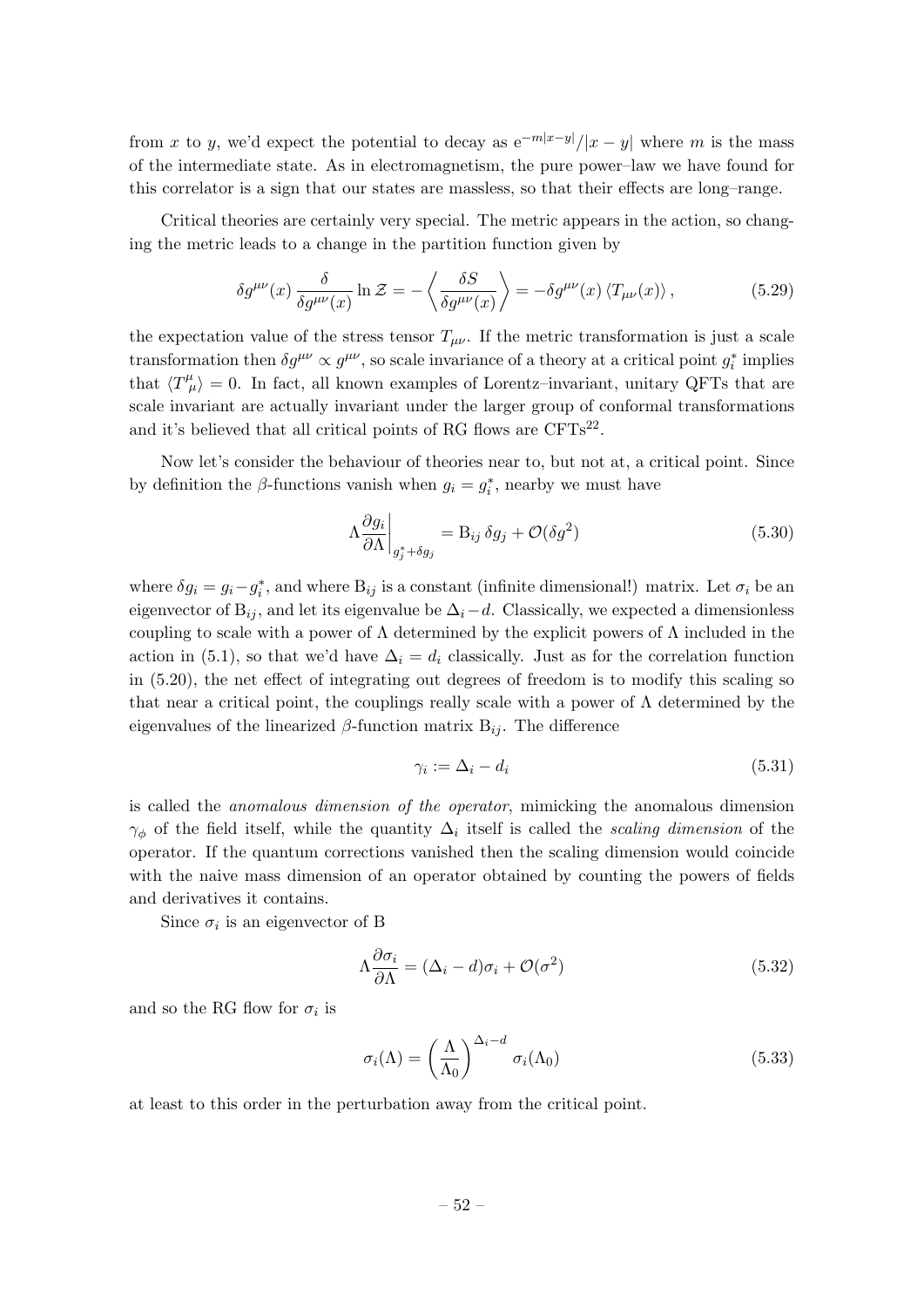from $x$ to $y$, we'd expect the potential to decay as $e^{-m|x-y|}/|x-y|$ where $m$ is the mass of the intermediate state. As in electromagnetism, the pure power–law we have found for this correlator is a sign that our states are massless, so that their effects are long–range.

Critical theories are certainly very special. The metric appears in the action, so changing the metric leads to a change in the partition function given by

$$\delta g^{\mu\nu}(x)\,\frac{\delta}{\delta g^{\mu\nu}(x)}\ln\mathcal{Z} = -\left\langle\frac{\delta S}{\delta g^{\mu\nu}(x)}\right\rangle = -\delta g^{\mu\nu}(x)\,\langle T_{\mu\nu}(x)\rangle\,, \tag{5.29}$$

the expectation value of the stress tensor $T_{\mu\nu}$. If the metric transformation is just a scale transformation then $\delta g^{\mu\nu}\propto g^{\mu\nu}$, so scale invariance of a theory at a critical point $g_i^*$ implies that $\langle T^\mu_{\ \mu}\rangle = 0$. In fact, all known examples of Lorentz–invariant, unitary QFTs that are scale invariant are actually invariant under the larger group of conformal transformations and it's believed that all critical points of RG flows are CFTs[22].

Now let's consider the behaviour of theories near to, but not at, a critical point. Since by definition the $\beta$-functions vanish when $g_i = g_i^*$, nearby we must have

$$\Lambda\frac{\partial g_i}{\partial\Lambda}\bigg|_{g_j^*+\delta g_j} = \mathrm{B}_{ij}\,\delta g_j + \mathcal{O}(\delta g^2) \tag{5.30}$$

where $\delta g_i = g_i - g_i^*$, and where $\mathrm{B}_{ij}$ is a constant (infinite dimensional!) matrix. Let $\sigma_i$ be an eigenvector of $\mathrm{B}_{ij}$, and let its eigenvalue be $\Delta_i - d$. Classically, we expected a dimensionless coupling to scale with a power of $\Lambda$ determined by the explicit powers of $\Lambda$ included in the action in (5.1), so that we'd have $\Delta_i = d_i$ classically. Just as for the correlation function in (5.20), the net effect of integrating out degrees of freedom is to modify this scaling so that near a critical point, the couplings really scale with a power of $\Lambda$ determined by the eigenvalues of the linearized $\beta$-function matrix $\mathrm{B}_{ij}$. The difference

$$\gamma_i := \Delta_i - d_i \tag{5.31}$$

is called the *anomalous dimension of the operator*, mimicking the anomalous dimension $\gamma_\phi$ of the field itself, while the quantity $\Delta_i$ itself is called the *scaling dimension* of the operator. If the quantum corrections vanished then the scaling dimension would coincide with the naive mass dimension of an operator obtained by counting the powers of fields and derivatives it contains.

Since $\sigma_i$ is an eigenvector of B

$$\Lambda\frac{\partial\sigma_i}{\partial\Lambda} = (\Delta_i - d)\sigma_i + \mathcal{O}(\sigma^2) \tag{5.32}$$

and so the RG flow for $\sigma_i$ is

$$\sigma_i(\Lambda) = \left(\frac{\Lambda}{\Lambda_0}\right)^{\Delta_i - d}\sigma_i(\Lambda_0) \tag{5.33}$$

at least to this order in the perturbation away from the critical point.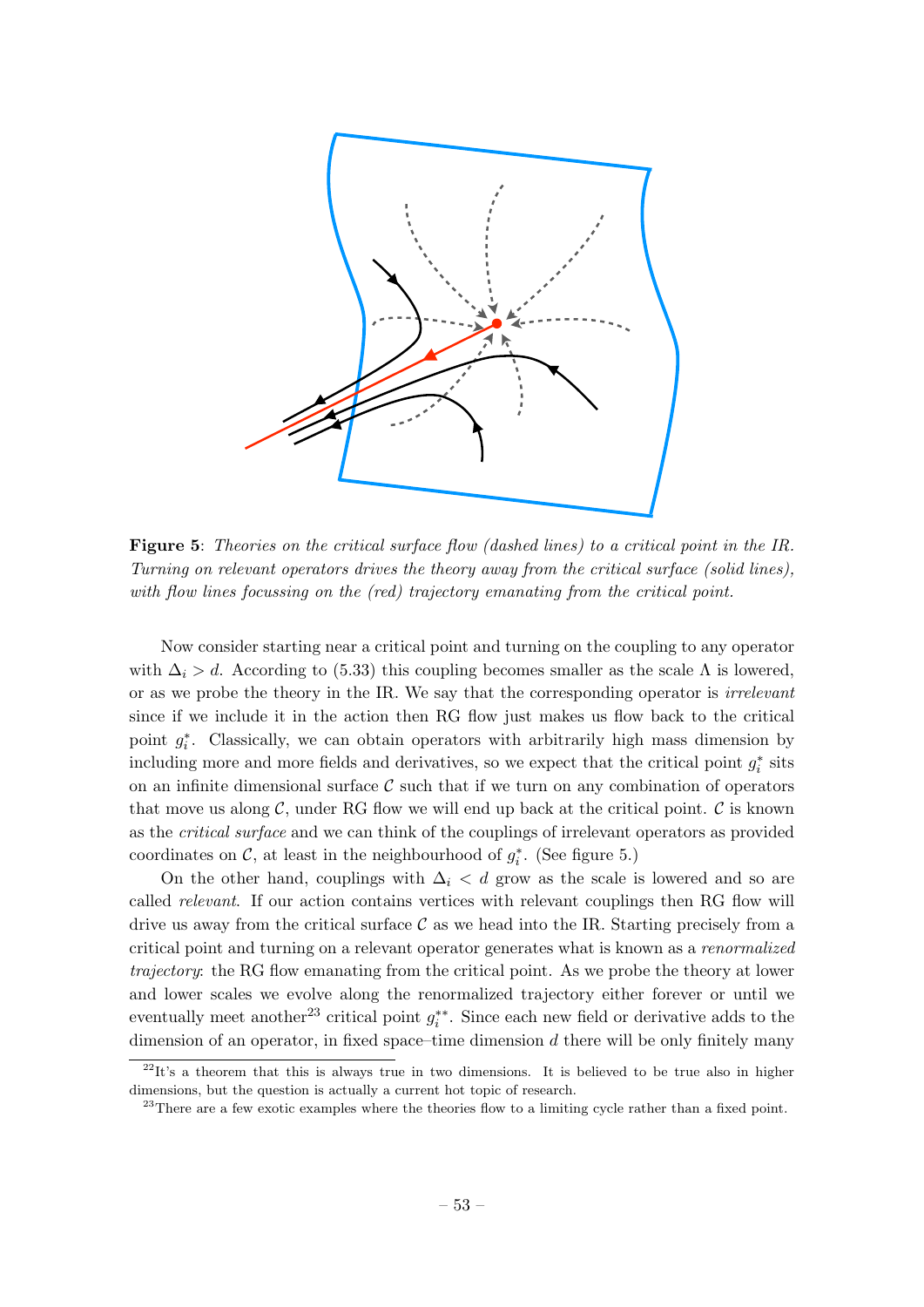**Figure 5**: *Theories on the critical surface flow (dashed lines) to a critical point in the IR. Turning on relevant operators drives the theory away from the critical surface (solid lines), with flow lines focussing on the (red) trajectory emanating from the critical point.*

Now consider starting near a critical point and turning on the coupling to any operator with $\Delta_i > d$. According to (5.33) this coupling becomes smaller as the scale $\Lambda$ is lowered, or as we probe the theory in the IR. We say that the corresponding operator is *irrelevant* since if we include it in the action then RG flow just makes us flow back to the critical point $g_i^*$. Classically, we can obtain operators with arbitrarily high mass dimension by including more and more fields and derivatives, so we expect that the critical point $g_i^*$ sits on an infinite dimensional surface $\mathcal{C}$ such that if we turn on any combination of operators that move us along $\mathcal{C}$, under RG flow we will end up back at the critical point. $\mathcal{C}$ is known as the *critical surface* and we can think of the couplings of irrelevant operators as provided coordinates on $\mathcal{C}$, at least in the neighbourhood of $g_i^*$. (See figure 5.)

On the other hand, couplings with $\Delta_i < d$ grow as the scale is lowered and so are called *relevant*. If our action contains vertices with relevant couplings then RG flow will drive us away from the critical surface $\mathcal{C}$ as we head into the IR. Starting precisely from a critical point and turning on a relevant operator generates what is known as a *renormalized trajectory*: the RG flow emanating from the critical point. As we probe the theory at lower and lower scales we evolve along the renormalized trajectory either forever or until we eventually meet another[23] critical point $g_i^{**}$. Since each new field or derivative adds to the dimension of an operator, in fixed space–time dimension $d$ there will be only finitely many

[22]It's a theorem that this is always true in two dimensions. It is believed to be true also in higher dimensions, but the question is actually a current hot topic of research.

[23]There are a few exotic examples where the theories flow to a limiting cycle rather than a fixed point.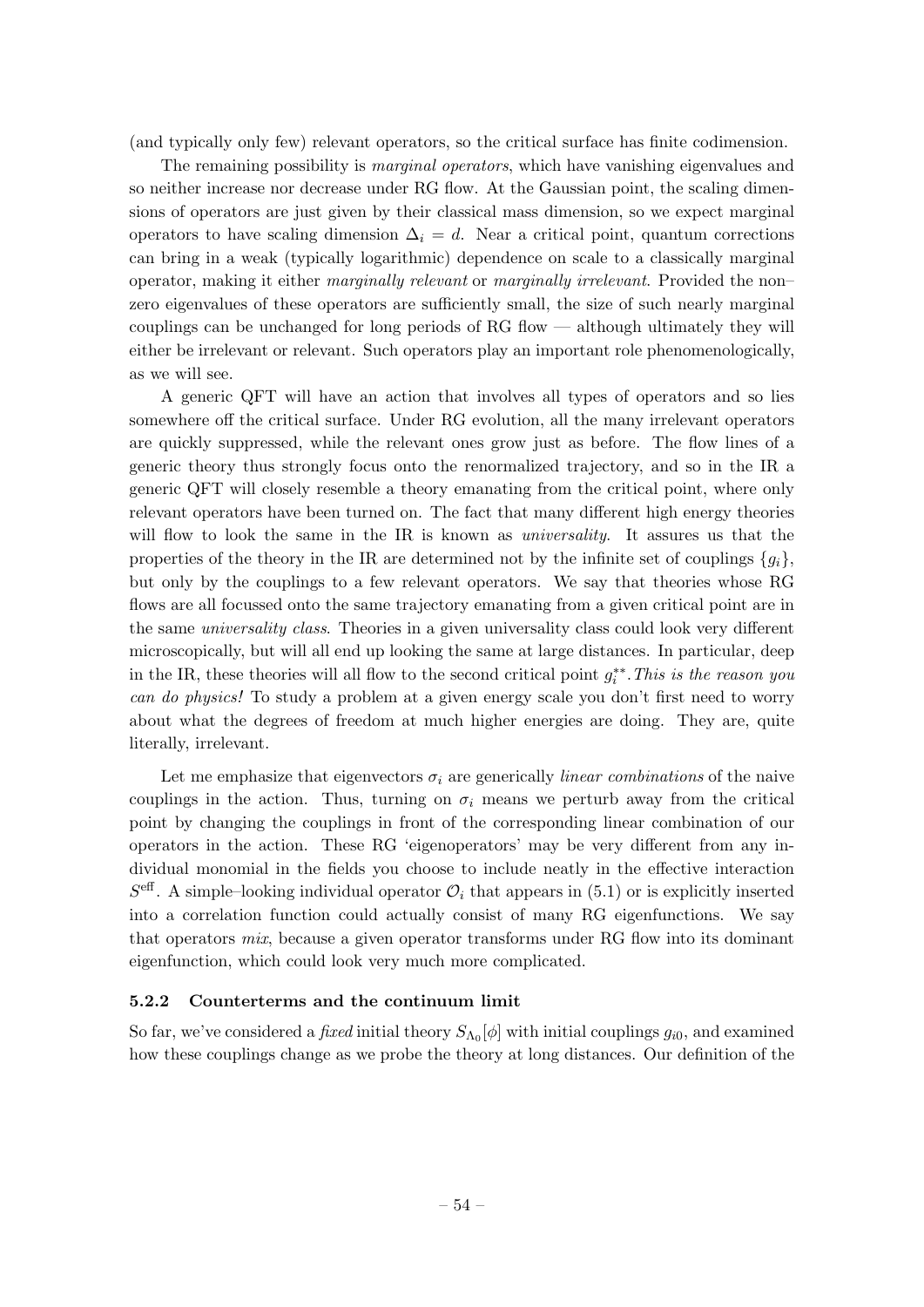(and typically only few) relevant operators, so the critical surface has finite codimension.

The remaining possibility is *marginal operators*, which have vanishing eigenvalues and so neither increase nor decrease under RG flow. At the Gaussian point, the scaling dimensions of operators are just given by their classical mass dimension, so we expect marginal operators to have scaling dimension $\Delta_i = d$. Near a critical point, quantum corrections can bring in a weak (typically logarithmic) dependence on scale to a classically marginal operator, making it either *marginally relevant* or *marginally irrelevant*. Provided the non–zero eigenvalues of these operators are sufficiently small, the size of such nearly marginal couplings can be unchanged for long periods of RG flow — although ultimately they will either be irrelevant or relevant. Such operators play an important role phenomenologically, as we will see.

A generic QFT will have an action that involves all types of operators and so lies somewhere off the critical surface. Under RG evolution, all the many irrelevant operators are quickly suppressed, while the relevant ones grow just as before. The flow lines of a generic theory thus strongly focus onto the renormalized trajectory, and so in the IR a generic QFT will closely resemble a theory emanating from the critical point, where only relevant operators have been turned on. The fact that many different high energy theories will flow to look the same in the IR is known as *universality*. It assures us that the properties of the theory in the IR are determined not by the infinite set of couplings $\{g_i\}$, but only by the couplings to a few relevant operators. We say that theories whose RG flows are all focussed onto the same trajectory emanating from a given critical point are in the same *universality class*. Theories in a given universality class could look very different microscopically, but will all end up looking the same at large distances. In particular, deep in the IR, these theories will all flow to the second critical point $g_i^{**}$. *This is the reason you can do physics!* To study a problem at a given energy scale you don't first need to worry about what the degrees of freedom at much higher energies are doing. They are, quite literally, irrelevant.

Let me emphasize that eigenvectors $\sigma_i$ are generically *linear combinations* of the naive couplings in the action. Thus, turning on $\sigma_i$ means we perturb away from the critical point by changing the couplings in front of the corresponding linear combination of our operators in the action. These RG 'eigenoperators' may be very different from any individual monomial in the fields you choose to include neatly in the effective interaction $S^{\text{eff}}$. A simple–looking individual operator $\mathcal{O}_i$ that appears in (5.1) or is explicitly inserted into a correlation function could actually consist of many RG eigenfunctions. We say that operators *mix*, because a given operator transforms under RG flow into its dominant eigenfunction, which could look very much more complicated.

### 5.2.2 Counterterms and the continuum limit

So far, we've considered a *fixed* initial theory $S_{\Lambda_0}[\phi]$ with initial couplings $g_{i0}$, and examined how these couplings change as we probe the theory at long distances. Our definition of the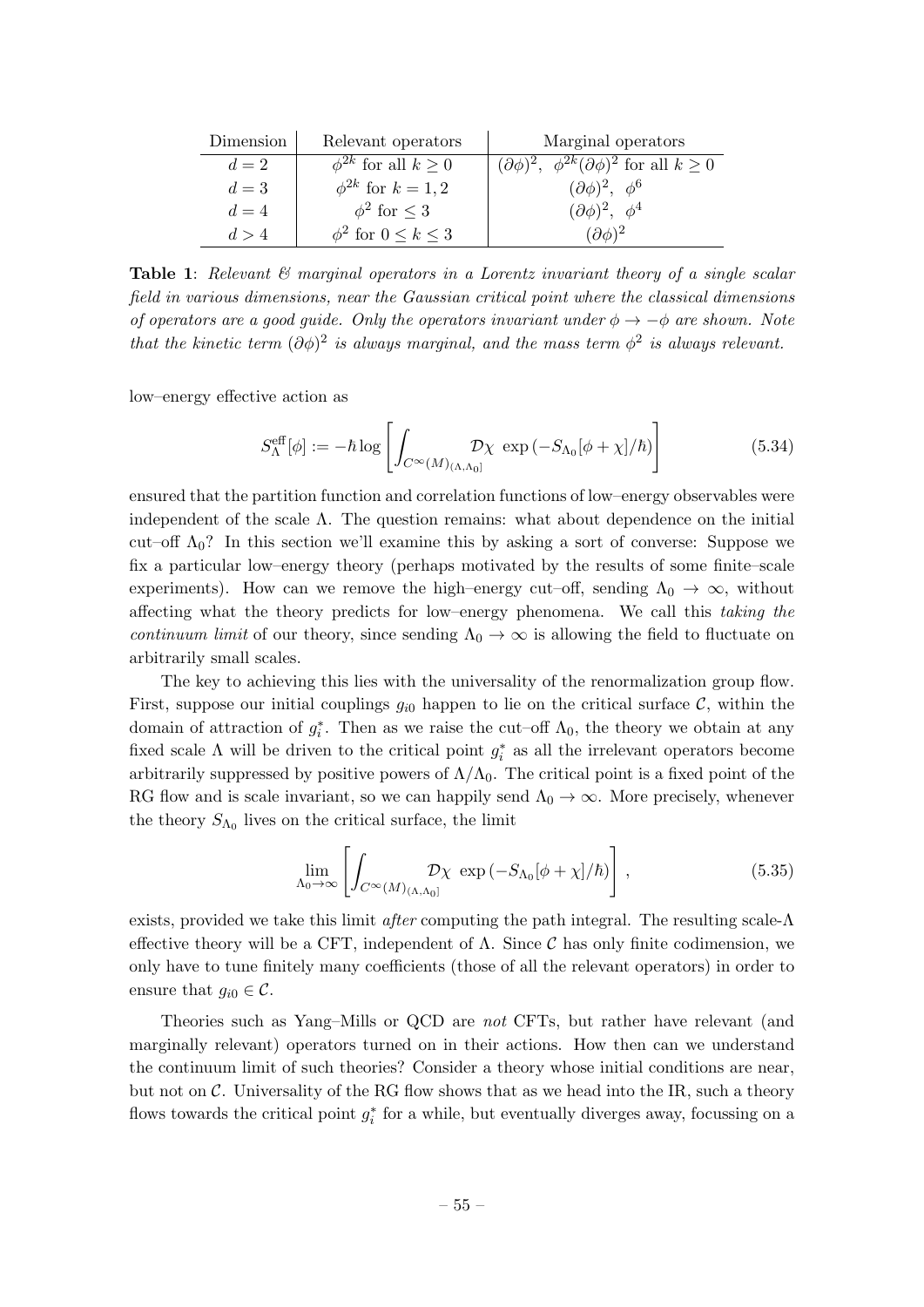| Dimension | Relevant operators | Marginal operators |
|---|---|---|
| $d = 2$ | $\phi^{2k}$ for all $k \geq 0$ | $(\partial\phi)^2$, $\phi^{2k}(\partial\phi)^2$ for all $k \geq 0$ |
| $d = 3$ | $\phi^{2k}$ for $k = 1, 2$ | $(\partial\phi)^2$, $\phi^6$ |
| $d = 4$ | $\phi^2$ for $\leq 3$ | $(\partial\phi)^2$, $\phi^4$ |
| $d > 4$ | $\phi^2$ for $0 \leq k \leq 3$ | $(\partial\phi)^2$ |

**Table 1**: *Relevant & marginal operators in a Lorentz invariant theory of a single scalar field in various dimensions, near the Gaussian critical point where the classical dimensions of operators are a good guide. Only the operators invariant under $\phi \to -\phi$ are shown. Note that the kinetic term $(\partial\phi)^2$ is always marginal, and the mass term $\phi^2$ is always relevant.*

low–energy effective action as

$$S_\Lambda^{\text{eff}}[\phi] := -\hbar \log \left[ \int_{C^\infty(M)_{(\Lambda,\Lambda_0]}} \mathcal{D}\chi \, \exp\left(-S_{\Lambda_0}[\phi + \chi]/\hbar\right) \right] \tag{5.34}$$

ensured that the partition function and correlation functions of low–energy observables were independent of the scale $\Lambda$. The question remains: what about dependence on the initial cut–off $\Lambda_0$? In this section we'll examine this by asking a sort of converse: Suppose we fix a particular low–energy theory (perhaps motivated by the results of some finite–scale experiments). How can we remove the high–energy cut–off, sending $\Lambda_0 \to \infty$, without affecting what the theory predicts for low–energy phenomena. We call this *taking the continuum limit* of our theory, since sending $\Lambda_0 \to \infty$ is allowing the field to fluctuate on arbitrarily small scales.

The key to achieving this lies with the universality of the renormalization group flow. First, suppose our initial couplings $g_{i0}$ happen to lie on the critical surface $\mathcal{C}$, within the domain of attraction of $g_i^*$. Then as we raise the cut–off $\Lambda_0$, the theory we obtain at any fixed scale $\Lambda$ will be driven to the critical point $g_i^*$ as all the irrelevant operators become arbitrarily suppressed by positive powers of $\Lambda/\Lambda_0$. The critical point is a fixed point of the RG flow and is scale invariant, so we can happily send $\Lambda_0 \to \infty$. More precisely, whenever the theory $S_{\Lambda_0}$ lives on the critical surface, the limit

$$\lim_{\Lambda_0 \to \infty} \left[ \int_{C^\infty(M)_{(\Lambda,\Lambda_0]}} \mathcal{D}\chi \, \exp\left(-S_{\Lambda_0}[\phi + \chi]/\hbar\right) \right], \tag{5.35}$$

exists, provided we take this limit *after* computing the path integral. The resulting scale-$\Lambda$ effective theory will be a CFT, independent of $\Lambda$. Since $\mathcal{C}$ has only finite codimension, we only have to tune finitely many coefficients (those of all the relevant operators) in order to ensure that $g_{i0} \in \mathcal{C}$.

Theories such as Yang–Mills or QCD are *not* CFTs, but rather have relevant (and marginally relevant) operators turned on in their actions. How then can we understand the continuum limit of such theories? Consider a theory whose initial conditions are near, but not on $\mathcal{C}$. Universality of the RG flow shows that as we head into the IR, such a theory flows towards the critical point $g_i^*$ for a while, but eventually diverges away, focussing on a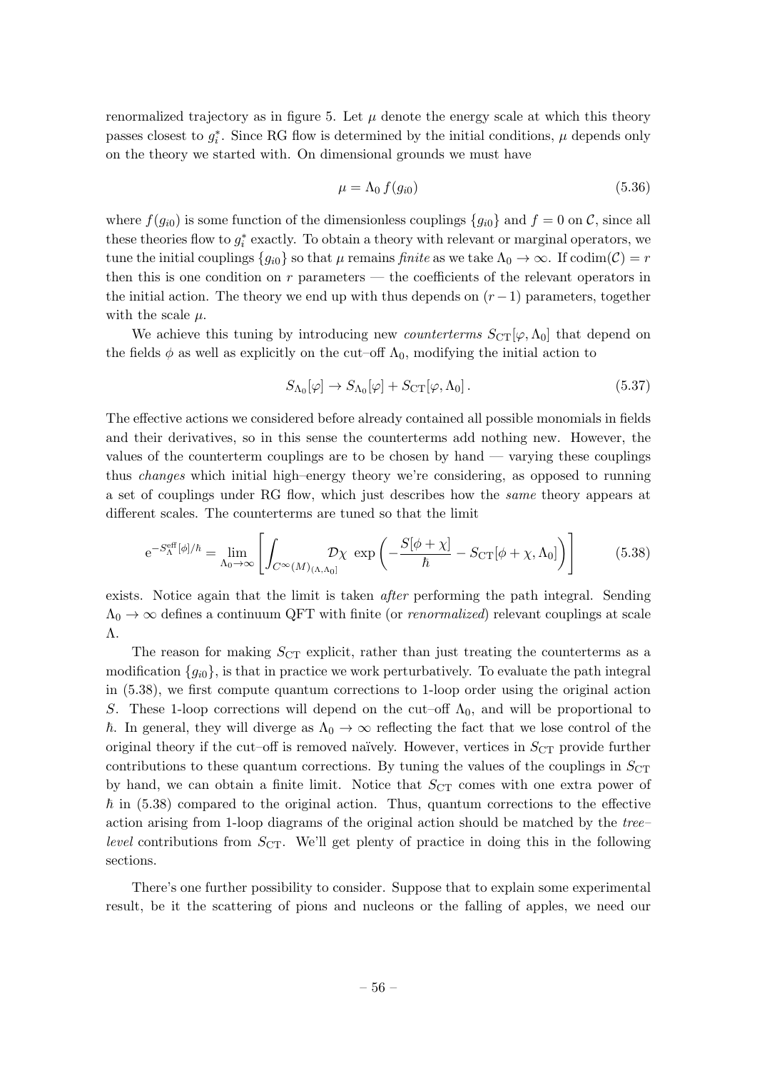renormalized trajectory as in figure 5. Let $\mu$ denote the energy scale at which this theory passes closest to $g_i^*$. Since RG flow is determined by the initial conditions, $\mu$ depends only on the theory we started with. On dimensional grounds we must have

$$\mu = \Lambda_0 \, f(g_{i0}) \tag{5.36}$$

where $f(g_{i0})$ is some function of the dimensionless couplings $\{g_{i0}\}$ and $f = 0$ on $\mathcal{C}$, since all these theories flow to $g_i^*$ exactly. To obtain a theory with relevant or marginal operators, we tune the initial couplings $\{g_{i0}\}$ so that $\mu$ remains *finite* as we take $\Lambda_0 \to \infty$. If $\mathrm{codim}(\mathcal{C}) = r$ then this is one condition on $r$ parameters — the coefficients of the relevant operators in the initial action. The theory we end up with thus depends on $(r-1)$ parameters, together with the scale $\mu$.

We achieve this tuning by introducing new *counterterms* $S_{\mathrm{CT}}[\varphi, \Lambda_0]$ that depend on the fields $\phi$ as well as explicitly on the cut–off $\Lambda_0$, modifying the initial action to

$$S_{\Lambda_0}[\varphi] \to S_{\Lambda_0}[\varphi] + S_{\mathrm{CT}}[\varphi, \Lambda_0] \,. \tag{5.37}$$

The effective actions we considered before already contained all possible monomials in fields and their derivatives, so in this sense the counterterms add nothing new. However, the values of the counterterm couplings are to be chosen by hand — varying these couplings thus *changes* which initial high–energy theory we're considering, as opposed to running a set of couplings under RG flow, which just describes how the *same* theory appears at different scales. The counterterms are tuned so that the limit

$$\mathrm{e}^{-S_\Lambda^{\mathrm{eff}}[\phi]/\hbar} = \lim_{\Lambda_0 \to \infty} \left[ \int_{C^\infty(M)_{(\Lambda, \Lambda_0]}} \mathcal{D}\chi \, \exp\left( -\frac{S[\phi + \chi]}{\hbar} - S_{\mathrm{CT}}[\phi + \chi, \Lambda_0] \right) \right] \tag{5.38}$$

exists. Notice again that the limit is taken *after* performing the path integral. Sending $\Lambda_0 \to \infty$ defines a continuum QFT with finite (or *renormalized*) relevant couplings at scale $\Lambda$.

The reason for making $S_{\mathrm{CT}}$ explicit, rather than just treating the counterterms as a modification $\{g_{i0}\}$, is that in practice we work perturbatively. To evaluate the path integral in (5.38), we first compute quantum corrections to 1-loop order using the original action $S$. These 1-loop corrections will depend on the cut–off $\Lambda_0$, and will be proportional to $\hbar$. In general, they will diverge as $\Lambda_0 \to \infty$ reflecting the fact that we lose control of the original theory if the cut–off is removed naïvely. However, vertices in $S_{\mathrm{CT}}$ provide further contributions to these quantum corrections. By tuning the values of the couplings in $S_{\mathrm{CT}}$ by hand, we can obtain a finite limit. Notice that $S_{\mathrm{CT}}$ comes with one extra power of $\hbar$ in (5.38) compared to the original action. Thus, quantum corrections to the effective action arising from 1-loop diagrams of the original action should be matched by the *tree–level* contributions from $S_{\mathrm{CT}}$. We'll get plenty of practice in doing this in the following sections.

There's one further possibility to consider. Suppose that to explain some experimental result, be it the scattering of pions and nucleons or the falling of apples, we need our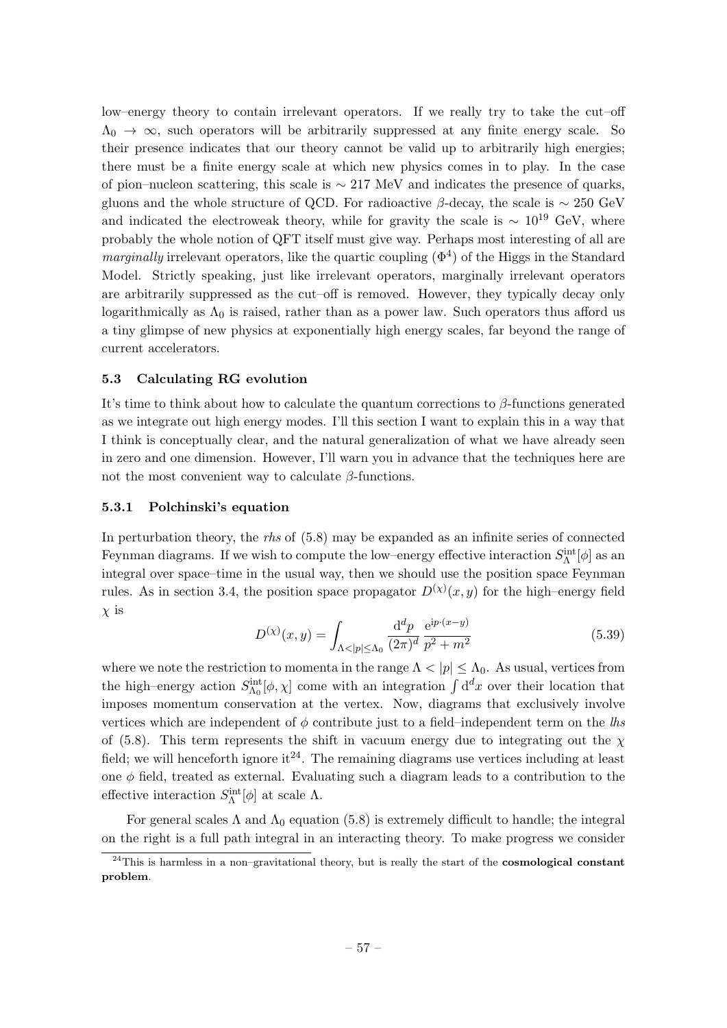low–energy theory to contain irrelevant operators. If we really try to take the cut–off $\Lambda_0 \to \infty$, such operators will be arbitrarily suppressed at any finite energy scale. So their presence indicates that our theory cannot be valid up to arbitrarily high energies; there must be a finite energy scale at which new physics comes in to play. In the case of pion–nucleon scattering, this scale is $\sim 217$ MeV and indicates the presence of quarks, gluons and the whole structure of QCD. For radioactive $\beta$-decay, the scale is $\sim 250$ GeV and indicated the electroweak theory, while for gravity the scale is $\sim 10^{19}$ GeV, where probably the whole notion of QFT itself must give way. Perhaps most interesting of all are *marginally* irrelevant operators, like the quartic coupling ($\Phi^4$) of the Higgs in the Standard Model. Strictly speaking, just like irrelevant operators, marginally irrelevant operators are arbitrarily suppressed as the cut–off is removed. However, they typically decay only logarithmically as $\Lambda_0$ is raised, rather than as a power law. Such operators thus afford us a tiny glimpse of new physics at exponentially high energy scales, far beyond the range of current accelerators.

### 5.3 Calculating RG evolution

It's time to think about how to calculate the quantum corrections to $\beta$-functions generated as we integrate out high energy modes. I'll this section I want to explain this in a way that I think is conceptually clear, and the natural generalization of what we have already seen in zero and one dimension. However, I'll warn you in advance that the techniques here are not the most convenient way to calculate $\beta$-functions.

#### 5.3.1 Polchinski's equation

In perturbation theory, the *rhs* of (5.8) may be expanded as an infinite series of connected Feynman diagrams. If we wish to compute the low–energy effective interaction $S_\Lambda^{\text{int}}[\phi]$ as an integral over space–time in the usual way, then we should use the position space Feynman rules. As in section 3.4, the position space propagator $D^{(\chi)}(x,y)$ for the high–energy field $\chi$ is

$$D^{(\chi)}(x,y) = \int_{\Lambda < |p| \leq \Lambda_0} \frac{\mathrm{d}^d p}{(2\pi)^d} \frac{\mathrm{e}^{\mathrm{i}p\cdot(x-y)}}{p^2+m^2} \tag{5.39}$$

where we note the restriction to momenta in the range $\Lambda < |p| \leq \Lambda_0$. As usual, vertices from the high–energy action $S_{\Lambda_0}^{\text{int}}[\phi,\chi]$ come with an integration $\int \mathrm{d}^d x$ over their location that imposes momentum conservation at the vertex. Now, diagrams that exclusively involve vertices which are independent of $\phi$ contribute just to a field–independent term on the *lhs* of (5.8). This term represents the shift in vacuum energy due to integrating out the $\chi$ field; we will henceforth ignore it[24]. The remaining diagrams use vertices including at least one $\phi$ field, treated as external. Evaluating such a diagram leads to a contribution to the effective interaction $S_\Lambda^{\text{int}}[\phi]$ at scale $\Lambda$.

For general scales $\Lambda$ and $\Lambda_0$ equation (5.8) is extremely difficult to handle; the integral on the right is a full path integral in an interacting theory. To make progress we consider

[24]This is harmless in a non–gravitational theory, but is really the start of the **cosmological constant problem**.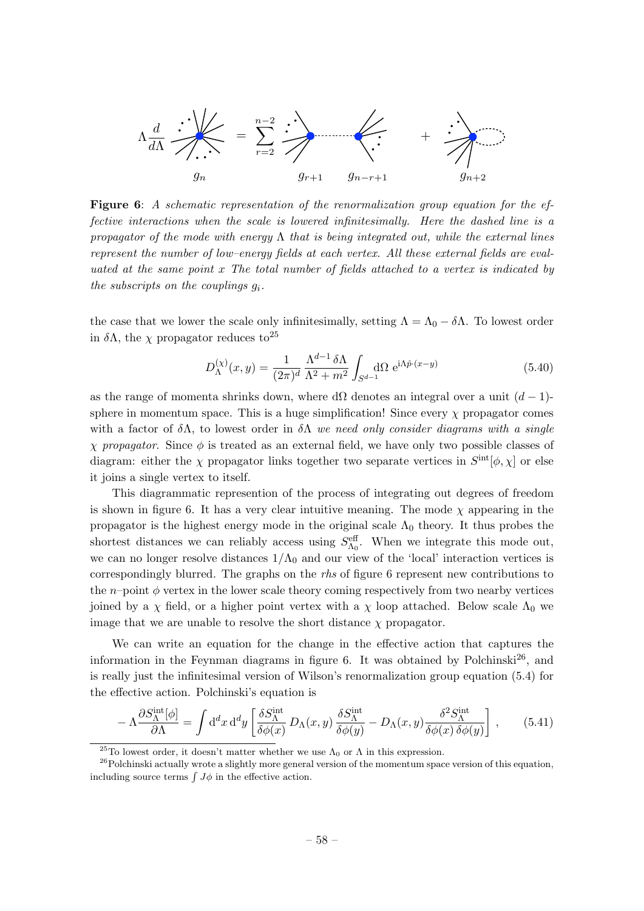**Figure 6**: *A schematic representation of the renormalization group equation for the effective interactions when the scale is lowered infinitesimally. Here the dashed line is a propagator of the mode with energy* $\Lambda$ *that is being integrated out, while the external lines represent the number of low–energy fields at each vertex. All these external fields are evaluated at the same point* $x$ *The total number of fields attached to a vertex is indicated by the subscripts on the couplings* $g_i$.

the case that we lower the scale only infinitesimally, setting $\Lambda = \Lambda_0 - \delta\Lambda$. To lowest order in $\delta\Lambda$, the $\chi$ propagator reduces to[25]

$$D_\Lambda^{(\chi)}(x,y) = \frac{1}{(2\pi)^d}\,\frac{\Lambda^{d-1}\,\delta\Lambda}{\Lambda^2+m^2}\int_{S^{d-1}} \mathrm{d}\Omega\ \mathrm{e}^{\mathrm{i}\Lambda\hat{p}\cdot(x-y)} \tag{5.40}$$

as the range of momenta shrinks down, where $\mathrm{d}\Omega$ denotes an integral over a unit $(d-1)$-sphere in momentum space. This is a huge simplification! Since every $\chi$ propagator comes with a factor of $\delta\Lambda$, to lowest order in $\delta\Lambda$ *we need only consider diagrams with a single* $\chi$ *propagator*. Since $\phi$ is treated as an external field, we have only two possible classes of diagram: either the $\chi$ propagator links together two separate vertices in $S^{\mathrm{int}}[\phi,\chi]$ or else it joins a single vertex to itself.

This diagrammatic represention of the process of integrating out degrees of freedom is shown in figure 6. It has a very clear intuitive meaning. The mode $\chi$ appearing in the propagator is the highest energy mode in the original scale $\Lambda_0$ theory. It thus probes the shortest distances we can reliably access using $S^{\mathrm{eff}}_{\Lambda_0}$. When we integrate this mode out, we can no longer resolve distances $1/\Lambda_0$ and our view of the 'local' interaction vertices is correspondingly blurred. The graphs on the *rhs* of figure 6 represent new contributions to the $n$–point $\phi$ vertex in the lower scale theory coming respectively from two nearby vertices joined by a $\chi$ field, or a higher point vertex with a $\chi$ loop attached. Below scale $\Lambda_0$ we image that we are unable to resolve the short distance $\chi$ propagator.

We can write an equation for the change in the effective action that captures the information in the Feynman diagrams in figure 6. It was obtained by Polchinski[26], and is really just the infinitesimal version of Wilson's renormalization group equation (5.4) for the effective action. Polchinski's equation is

$$-\Lambda\frac{\partial S_\Lambda^{\mathrm{int}}[\phi]}{\partial\Lambda} = \int \mathrm{d}^dx\,\mathrm{d}^dy\left[\frac{\delta S_\Lambda^{\mathrm{int}}}{\delta\phi(x)}\,D_\Lambda(x,y)\,\frac{\delta S_\Lambda^{\mathrm{int}}}{\delta\phi(y)} - D_\Lambda(x,y)\frac{\delta^2 S_\Lambda^{\mathrm{int}}}{\delta\phi(x)\,\delta\phi(y)}\right], \tag{5.41}$$

[25] To lowest order, it doesn't matter whether we use $\Lambda_0$ or $\Lambda$ in this expression.

[26] Polchinski actually wrote a slightly more general version of the momentum space version of this equation, including source terms $\int J\phi$ in the effective action.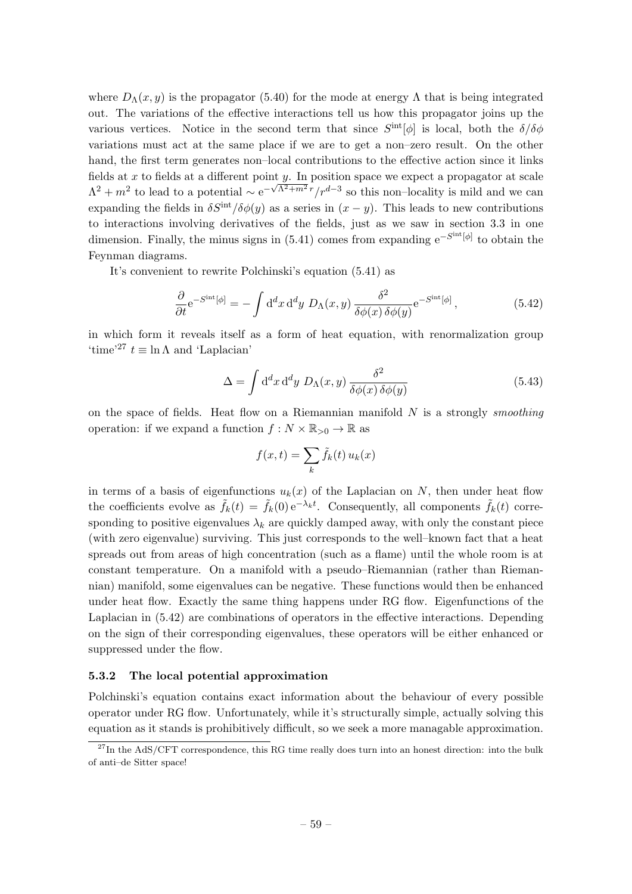where $D_\Lambda(x, y)$ is the propagator (5.40) for the mode at energy $\Lambda$ that is being integrated out. The variations of the effective interactions tell us how this propagator joins up the various vertices. Notice in the second term that since $S^{\text{int}}[\phi]$ is local, both the $\delta/\delta\phi$ variations must act at the same place if we are to get a non–zero result. On the other hand, the first term generates non–local contributions to the effective action since it links fields at $x$ to fields at a different point $y$. In position space we expect a propagator at scale $\Lambda^2 + m^2$ to lead to a potential $\sim \mathrm{e}^{-\sqrt{\Lambda^2+m^2}\,r}/r^{d-3}$ so this non–locality is mild and we can expanding the fields in $\delta S^{\text{int}}/\delta\phi(y)$ as a series in $(x - y)$. This leads to new contributions to interactions involving derivatives of the fields, just as we saw in section 3.3 in one dimension. Finally, the minus signs in (5.41) comes from expanding $\mathrm{e}^{-S^{\text{int}}[\phi]}$ to obtain the Feynman diagrams.

It's convenient to rewrite Polchinski's equation (5.41) as

$$\frac{\partial}{\partial t}\mathrm{e}^{-S^{\text{int}}[\phi]} = -\int \mathrm{d}^d x\, \mathrm{d}^d y\; D_\Lambda(x, y)\, \frac{\delta^2}{\delta\phi(x)\,\delta\phi(y)} \mathrm{e}^{-S^{\text{int}}[\phi]}\,, \tag{5.42}$$

in which form it reveals itself as a form of heat equation, with renormalization group 'time'[27] $t \equiv \ln\Lambda$ and 'Laplacian'

$$\Delta = \int \mathrm{d}^d x\, \mathrm{d}^d y\; D_\Lambda(x, y)\, \frac{\delta^2}{\delta\phi(x)\,\delta\phi(y)} \tag{5.43}$$

on the space of fields. Heat flow on a Riemannian manifold $N$ is a strongly *smoothing* operation: if we expand a function $f : N \times \mathbb{R}_{>0} \to \mathbb{R}$ as

$$f(x, t) = \sum_k \tilde{f}_k(t)\, u_k(x)$$

in terms of a basis of eigenfunctions $u_k(x)$ of the Laplacian on $N$, then under heat flow the coefficients evolve as $\tilde{f}_k(t) = \tilde{f}_k(0)\,\mathrm{e}^{-\lambda_k t}$. Consequently, all components $\tilde{f}_k(t)$ corresponding to positive eigenvalues $\lambda_k$ are quickly damped away, with only the constant piece (with zero eigenvalue) surviving. This just corresponds to the well–known fact that a heat spreads out from areas of high concentration (such as a flame) until the whole room is at constant temperature. On a manifold with a pseudo–Riemannian (rather than Riemannian) manifold, some eigenvalues can be negative. These functions would then be enhanced under heat flow. Exactly the same thing happens under RG flow. Eigenfunctions of the Laplacian in (5.42) are combinations of operators in the effective interactions. Depending on the sign of their corresponding eigenvalues, these operators will be either enhanced or suppressed under the flow.

### 5.3.2 The local potential approximation

Polchinski's equation contains exact information about the behaviour of every possible operator under RG flow. Unfortunately, while it's structurally simple, actually solving this equation as it stands is prohibitively difficult, so we seek a more managable approximation.

[27] In the AdS/CFT correspondence, this RG time really does turn into an honest direction: into the bulk of anti–de Sitter space!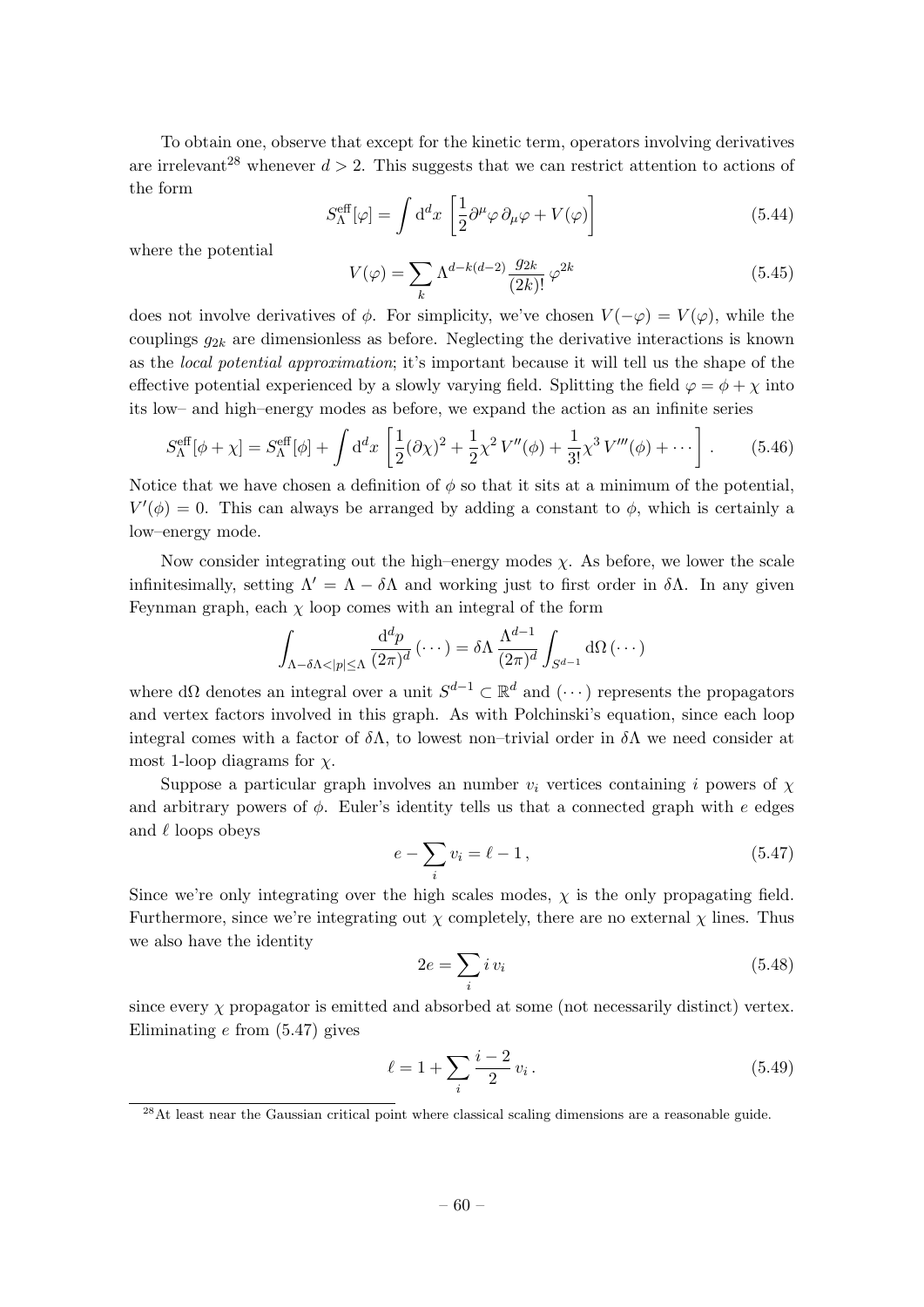To obtain one, observe that except for the kinetic term, operators involving derivatives are irrelevant[28] whenever $d > 2$. This suggests that we can restrict attention to actions of the form

$$S_\Lambda^{\text{eff}}[\varphi] = \int \mathrm{d}^d x \left[ \frac{1}{2} \partial^\mu \varphi \, \partial_\mu \varphi + V(\varphi) \right] \tag{5.44}$$

where the potential

$$V(\varphi) = \sum_k \Lambda^{d-k(d-2)} \frac{g_{2k}}{(2k)!} \varphi^{2k} \tag{5.45}$$

does not involve derivatives of $\phi$. For simplicity, we've chosen $V(-\varphi) = V(\varphi)$, while the couplings $g_{2k}$ are dimensionless as before. Neglecting the derivative interactions is known as the *local potential approximation*; it's important because it will tell us the shape of the effective potential experienced by a slowly varying field. Splitting the field $\varphi = \phi + \chi$ into its low– and high–energy modes as before, we expand the action as an infinite series

$$S_\Lambda^{\text{eff}}[\phi + \chi] = S_\Lambda^{\text{eff}}[\phi] + \int \mathrm{d}^d x \left[ \frac{1}{2} (\partial \chi)^2 + \frac{1}{2} \chi^2 \, V''(\phi) + \frac{1}{3!} \chi^3 \, V'''(\phi) + \cdots \right] . \tag{5.46}$$

Notice that we have chosen a definition of $\phi$ so that it sits at a minimum of the potential, $V'(\phi) = 0$. This can always be arranged by adding a constant to $\phi$, which is certainly a low–energy mode.

Now consider integrating out the high–energy modes $\chi$. As before, we lower the scale infinitesimally, setting $\Lambda' = \Lambda - \delta\Lambda$ and working just to first order in $\delta\Lambda$. In any given Feynman graph, each $\chi$ loop comes with an integral of the form

$$\int_{\Lambda - \delta\Lambda < |p| \leq \Lambda} \frac{\mathrm{d}^d p}{(2\pi)^d} \, (\cdots) = \delta\Lambda \, \frac{\Lambda^{d-1}}{(2\pi)^d} \int_{S^{d-1}} \mathrm{d}\Omega \, (\cdots)$$

where $\mathrm{d}\Omega$ denotes an integral over a unit $S^{d-1} \subset \mathbb{R}^d$ and $(\cdots)$ represents the propagators and vertex factors involved in this graph. As with Polchinski's equation, since each loop integral comes with a factor of $\delta\Lambda$, to lowest non–trivial order in $\delta\Lambda$ we need consider at most 1-loop diagrams for $\chi$.

Suppose a particular graph involves an number $v_i$ vertices containing $i$ powers of $\chi$ and arbitrary powers of $\phi$. Euler's identity tells us that a connected graph with $e$ edges and $\ell$ loops obeys

$$e - \sum_i v_i = \ell - 1 \, , \tag{5.47}$$

Since we're only integrating over the high scales modes, $\chi$ is the only propagating field. Furthermore, since we're integrating out $\chi$ completely, there are no external $\chi$ lines. Thus we also have the identity

$$2e = \sum_i i \, v_i \tag{5.48}$$

since every $\chi$ propagator is emitted and absorbed at some (not necessarily distinct) vertex. Eliminating $e$ from (5.47) gives

$$\ell = 1 + \sum_i \frac{i-2}{2} \, v_i \, . \tag{5.49}$$

[28] At least near the Gaussian critical point where classical scaling dimensions are a reasonable guide.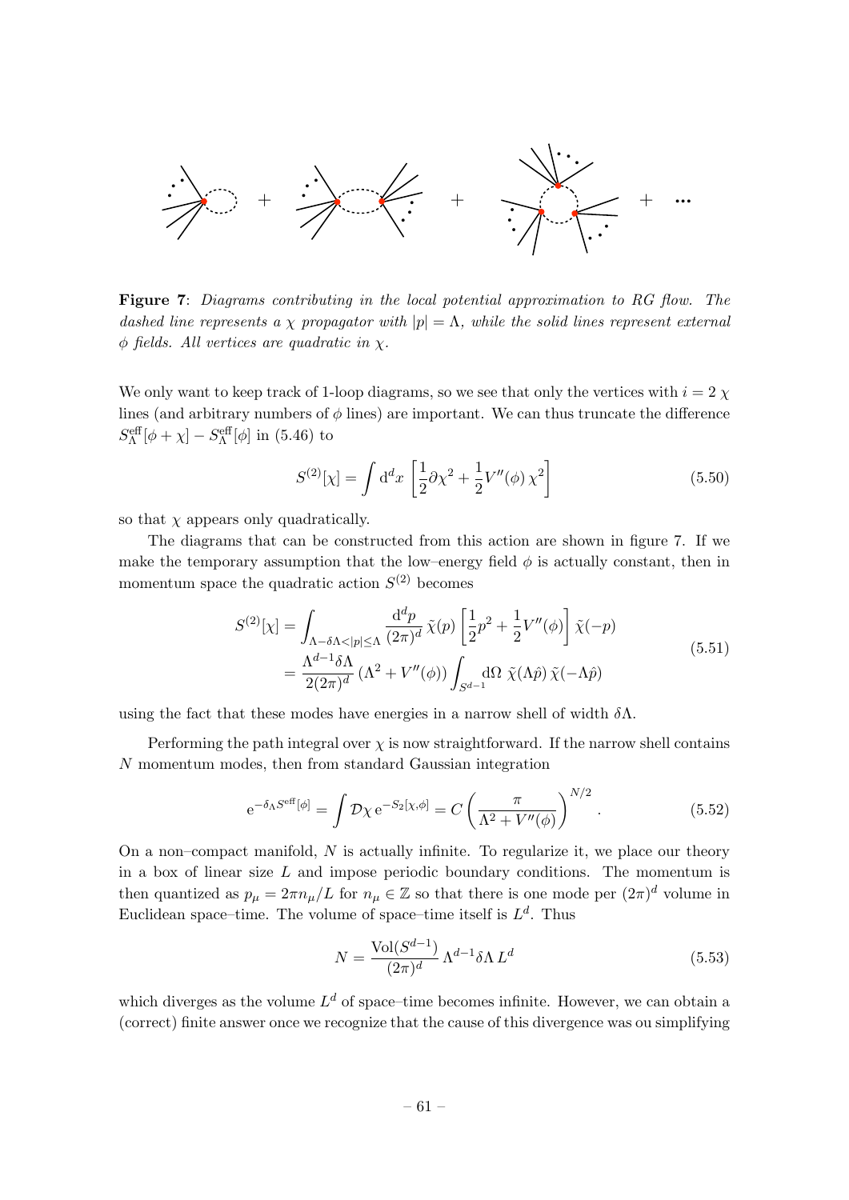**Figure 7**: *Diagrams contributing in the local potential approximation to RG flow. The dashed line represents a $\chi$ propagator with $|p| = \Lambda$, while the solid lines represent external $\phi$ fields. All vertices are quadratic in $\chi$.*

We only want to keep track of 1-loop diagrams, so we see that only the vertices with $i = 2$ $\chi$ lines (and arbitrary numbers of $\phi$ lines) are important. We can thus truncate the difference $S^{\text{eff}}_\Lambda[\phi + \chi] - S^{\text{eff}}_\Lambda[\phi]$ in (5.46) to

$$S^{(2)}[\chi] = \int \mathrm{d}^d x \left[\frac{1}{2}\partial\chi^2 + \frac{1}{2}V''(\phi)\,\chi^2\right] \tag{5.50}$$

so that $\chi$ appears only quadratically.

The diagrams that can be constructed from this action are shown in figure 7. If we make the temporary assumption that the low–energy field $\phi$ is actually constant, then in momentum space the quadratic action $S^{(2)}$ becomes

$$\begin{aligned} S^{(2)}[\chi] &= \int_{\Lambda - \delta\Lambda < |p| \leq \Lambda} \frac{\mathrm{d}^d p}{(2\pi)^d}\,\tilde{\chi}(p)\left[\frac{1}{2}p^2 + \frac{1}{2}V''(\phi)\right]\tilde{\chi}(-p) \\ &= \frac{\Lambda^{d-1}\delta\Lambda}{2(2\pi)^d}\left(\Lambda^2 + V''(\phi)\right)\int_{S^{d-1}} \mathrm{d}\Omega\;\tilde{\chi}(\Lambda\hat{p})\,\tilde{\chi}(-\Lambda\hat{p}) \end{aligned} \tag{5.51}$$

using the fact that these modes have energies in a narrow shell of width $\delta\Lambda$.

Performing the path integral over $\chi$ is now straightforward. If the narrow shell contains $N$ momentum modes, then from standard Gaussian integration

$$\mathrm{e}^{-\delta_\Lambda S^{\text{eff}}[\phi]} = \int \mathcal{D}\chi\,\mathrm{e}^{-S_2[\chi,\phi]} = C\left(\frac{\pi}{\Lambda^2 + V''(\phi)}\right)^{N/2}. \tag{5.52}$$

On a non–compact manifold, $N$ is actually infinite. To regularize it, we place our theory in a box of linear size $L$ and impose periodic boundary conditions. The momentum is then quantized as $p_\mu = 2\pi n_\mu / L$ for $n_\mu \in \mathbb{Z}$ so that there is one mode per $(2\pi)^d$ volume in Euclidean space–time. The volume of space–time itself is $L^d$. Thus

$$N = \frac{\text{Vol}(S^{d-1})}{(2\pi)^d}\,\Lambda^{d-1}\delta\Lambda\,L^d \tag{5.53}$$

which diverges as the volume $L^d$ of space–time becomes infinite. However, we can obtain a (correct) finite answer once we recognize that the cause of this divergence was ou simplifying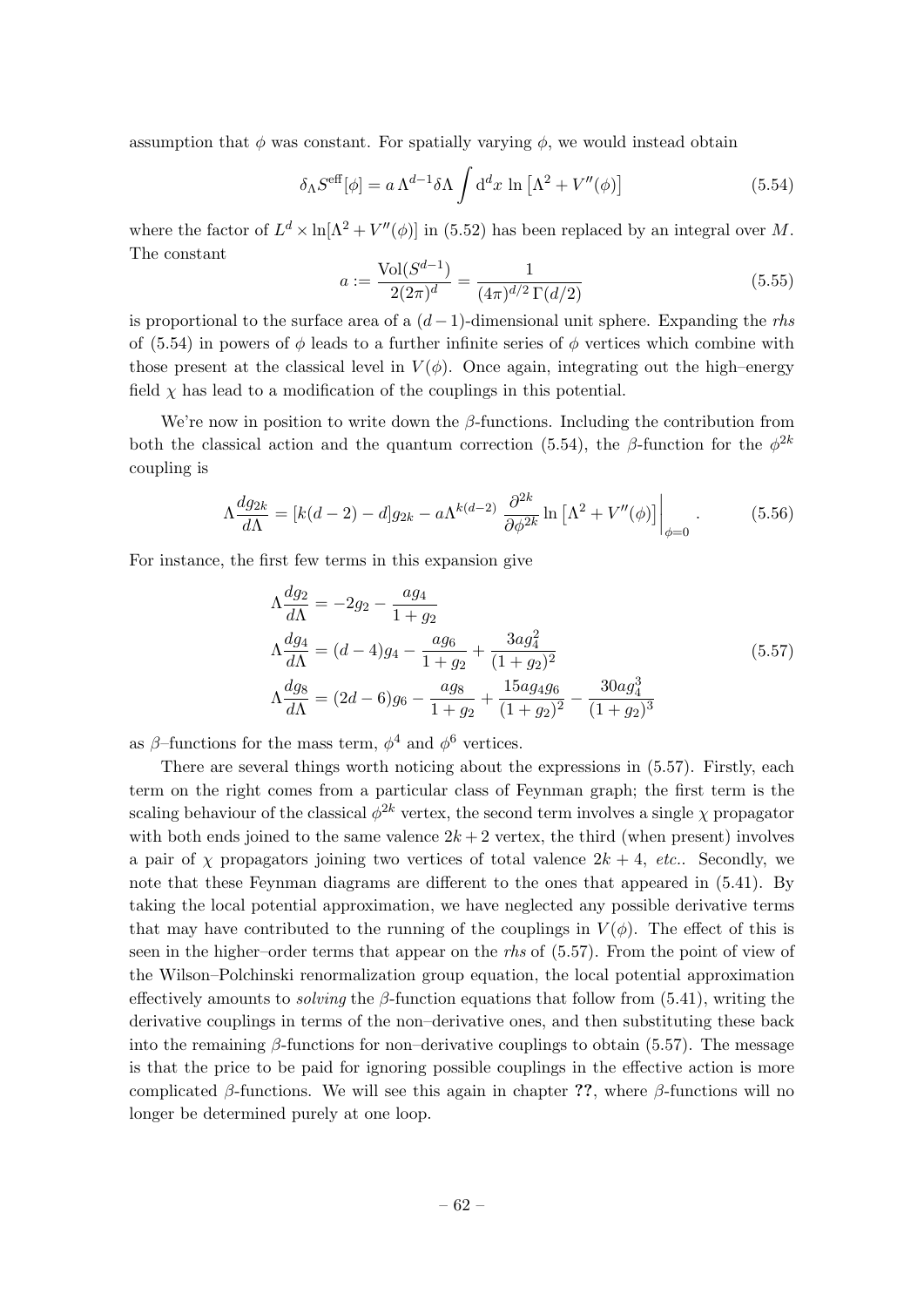assumption that $\phi$ was constant. For spatially varying $\phi$, we would instead obtain

$$\delta_\Lambda S^{\text{eff}}[\phi] = a\,\Lambda^{d-1}\delta\Lambda \int \mathrm{d}^d x\, \ln\left[\Lambda^2 + V''(\phi)\right] \tag{5.54}$$

where the factor of $L^d \times \ln[\Lambda^2 + V''(\phi)]$ in (5.52) has been replaced by an integral over $M$. The constant

$$a := \frac{\text{Vol}(S^{d-1})}{2(2\pi)^d} = \frac{1}{(4\pi)^{d/2}\,\Gamma(d/2)} \tag{5.55}$$

is proportional to the surface area of a $(d-1)$-dimensional unit sphere. Expanding the *rhs* of (5.54) in powers of $\phi$ leads to a further infinite series of $\phi$ vertices which combine with those present at the classical level in $V(\phi)$. Once again, integrating out the high–energy field $\chi$ has lead to a modification of the couplings in this potential.

We're now in position to write down the $\beta$-functions. Including the contribution from both the classical action and the quantum correction (5.54), the $\beta$-function for the $\phi^{2k}$ coupling is

$$\Lambda \frac{dg_{2k}}{d\Lambda} = [k(d-2) - d]g_{2k} - a\Lambda^{k(d-2)}\, \frac{\partial^{2k}}{\partial \phi^{2k}} \ln\left[\Lambda^2 + V''(\phi)\right]\Big|_{\phi=0} . \tag{5.56}$$

For instance, the first few terms in this expansion give

$$\begin{aligned}
\Lambda \frac{dg_2}{d\Lambda} &= -2g_2 - \frac{ag_4}{1+g_2} \\
\Lambda \frac{dg_4}{d\Lambda} &= (d-4)g_4 - \frac{ag_6}{1+g_2} + \frac{3ag_4^2}{(1+g_2)^2} \\
\Lambda \frac{dg_8}{d\Lambda} &= (2d-6)g_6 - \frac{ag_8}{1+g_2} + \frac{15ag_4g_6}{(1+g_2)^2} - \frac{30ag_4^3}{(1+g_2)^3}
\end{aligned} \tag{5.57}$$

as $\beta$–functions for the mass term, $\phi^4$ and $\phi^6$ vertices.

There are several things worth noticing about the expressions in (5.57). Firstly, each term on the right comes from a particular class of Feynman graph; the first term is the scaling behaviour of the classical $\phi^{2k}$ vertex, the second term involves a single $\chi$ propagator with both ends joined to the same valence $2k+2$ vertex, the third (when present) involves a pair of $\chi$ propagators joining two vertices of total valence $2k+4$, *etc.*. Secondly, we note that these Feynman diagrams are different to the ones that appeared in (5.41). By taking the local potential approximation, we have neglected any possible derivative terms that may have contributed to the running of the couplings in $V(\phi)$. The effect of this is seen in the higher–order terms that appear on the *rhs* of (5.57). From the point of view of the Wilson–Polchinski renormalization group equation, the local potential approximation effectively amounts to *solving* the $\beta$-function equations that follow from (5.41), writing the derivative couplings in terms of the non–derivative ones, and then substituting these back into the remaining $\beta$-functions for non–derivative couplings to obtain (5.57). The message is that the price to be paid for ignoring possible couplings in the effective action is more complicated $\beta$-functions. We will see this again in chapter **??**, where $\beta$-functions will no longer be determined purely at one loop.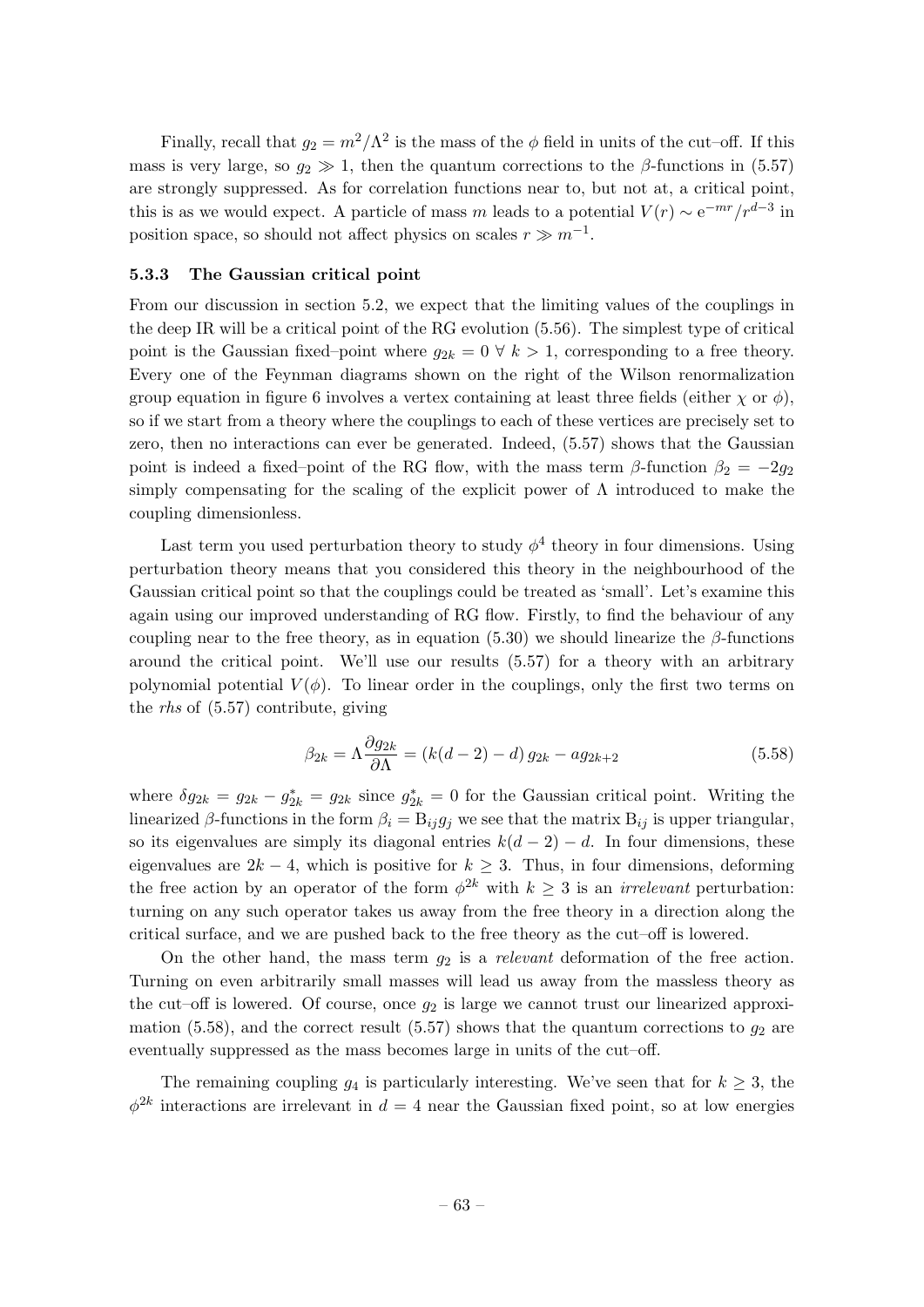Finally, recall that $g_2 = m^2/\Lambda^2$ is the mass of the $\phi$ field in units of the cut–off. If this mass is very large, so $g_2 \gg 1$, then the quantum corrections to the $\beta$-functions in (5.57) are strongly suppressed. As for correlation functions near to, but not at, a critical point, this is as we would expect. A particle of mass $m$ leads to a potential $V(r) \sim \mathrm{e}^{-mr}/r^{d-3}$ in position space, so should not affect physics on scales $r \gg m^{-1}$.

### 5.3.3 The Gaussian critical point

From our discussion in section 5.2, we expect that the limiting values of the couplings in the deep IR will be a critical point of the RG evolution (5.56). The simplest type of critical point is the Gaussian fixed–point where $g_{2k} = 0 \;\forall\; k > 1$, corresponding to a free theory. Every one of the Feynman diagrams shown on the right of the Wilson renormalization group equation in figure 6 involves a vertex containing at least three fields (either $\chi$ or $\phi$), so if we start from a theory where the couplings to each of these vertices are precisely set to zero, then no interactions can ever be generated. Indeed, (5.57) shows that the Gaussian point is indeed a fixed–point of the RG flow, with the mass term $\beta$-function $\beta_2 = -2g_2$ simply compensating for the scaling of the explicit power of $\Lambda$ introduced to make the coupling dimensionless.

Last term you used perturbation theory to study $\phi^4$ theory in four dimensions. Using perturbation theory means that you considered this theory in the neighbourhood of the Gaussian critical point so that the couplings could be treated as 'small'. Let's examine this again using our improved understanding of RG flow. Firstly, to find the behaviour of any coupling near to the free theory, as in equation (5.30) we should linearize the $\beta$-functions around the critical point. We'll use our results (5.57) for a theory with an arbitrary polynomial potential $V(\phi)$. To linear order in the couplings, only the first two terms on the *rhs* of (5.57) contribute, giving

$$\beta_{2k} = \Lambda \frac{\partial g_{2k}}{\partial \Lambda} = (k(d-2) - d)\, g_{2k} - a g_{2k+2} \tag{5.58}$$

where $\delta g_{2k} = g_{2k} - g^*_{2k} = g_{2k}$ since $g^*_{2k} = 0$ for the Gaussian critical point. Writing the linearized $\beta$-functions in the form $\beta_i = \mathrm{B}_{ij} g_j$ we see that the matrix $\mathrm{B}_{ij}$ is upper triangular, so its eigenvalues are simply its diagonal entries $k(d-2) - d$. In four dimensions, these eigenvalues are $2k - 4$, which is positive for $k \geq 3$. Thus, in four dimensions, deforming the free action by an operator of the form $\phi^{2k}$ with $k \geq 3$ is an *irrelevant* perturbation: turning on any such operator takes us away from the free theory in a direction along the critical surface, and we are pushed back to the free theory as the cut–off is lowered.

On the other hand, the mass term $g_2$ is a *relevant* deformation of the free action. Turning on even arbitrarily small masses will lead us away from the massless theory as the cut–off is lowered. Of course, once $g_2$ is large we cannot trust our linearized approximation (5.58), and the correct result (5.57) shows that the quantum corrections to $g_2$ are eventually suppressed as the mass becomes large in units of the cut–off.

The remaining coupling $g_4$ is particularly interesting. We've seen that for $k \geq 3$, the $\phi^{2k}$ interactions are irrelevant in $d = 4$ near the Gaussian fixed point, so at low energies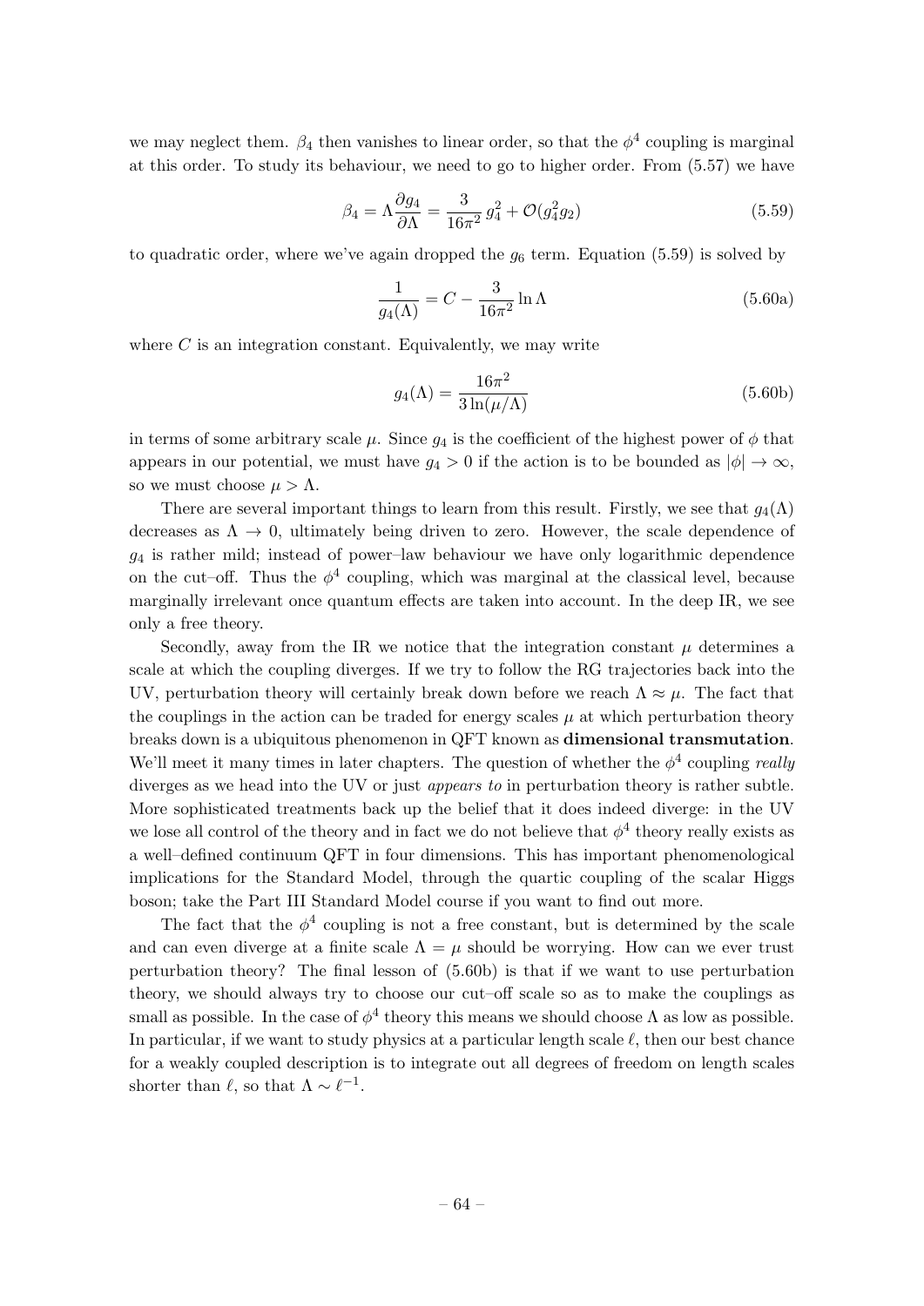we may neglect them. $\beta_4$ then vanishes to linear order, so that the $\phi^4$ coupling is marginal at this order. To study its behaviour, we need to go to higher order. From (5.57) we have

$$\beta_4 = \Lambda \frac{\partial g_4}{\partial \Lambda} = \frac{3}{16\pi^2}\, g_4^2 + \mathcal{O}(g_4^2 g_2) \tag{5.59}$$

to quadratic order, where we've again dropped the $g_6$ term. Equation (5.59) is solved by

$$\frac{1}{g_4(\Lambda)} = C - \frac{3}{16\pi^2} \ln \Lambda \tag{5.60a}$$

where $C$ is an integration constant. Equivalently, we may write

$$g_4(\Lambda) = \frac{16\pi^2}{3\ln(\mu/\Lambda)} \tag{5.60b}$$

in terms of some arbitrary scale $\mu$. Since $g_4$ is the coefficient of the highest power of $\phi$ that appears in our potential, we must have $g_4 > 0$ if the action is to be bounded as $|\phi| \to \infty$, so we must choose $\mu > \Lambda$.

There are several important things to learn from this result. Firstly, we see that $g_4(\Lambda)$ decreases as $\Lambda \to 0$, ultimately being driven to zero. However, the scale dependence of $g_4$ is rather mild; instead of power–law behaviour we have only logarithmic dependence on the cut–off. Thus the $\phi^4$ coupling, which was marginal at the classical level, because marginally irrelevant once quantum effects are taken into account. In the deep IR, we see only a free theory.

Secondly, away from the IR we notice that the integration constant $\mu$ determines a scale at which the coupling diverges. If we try to follow the RG trajectories back into the UV, perturbation theory will certainly break down before we reach $\Lambda \approx \mu$. The fact that the couplings in the action can be traded for energy scales $\mu$ at which perturbation theory breaks down is a ubiquitous phenomenon in QFT known as **dimensional transmutation**. We'll meet it many times in later chapters. The question of whether the $\phi^4$ coupling *really* diverges as we head into the UV or just *appears to* in perturbation theory is rather subtle. More sophisticated treatments back up the belief that it does indeed diverge: in the UV we lose all control of the theory and in fact we do not believe that $\phi^4$ theory really exists as a well–defined continuum QFT in four dimensions. This has important phenomenological implications for the Standard Model, through the quartic coupling of the scalar Higgs boson; take the Part III Standard Model course if you want to find out more.

The fact that the $\phi^4$ coupling is not a free constant, but is determined by the scale and can even diverge at a finite scale $\Lambda = \mu$ should be worrying. How can we ever trust perturbation theory? The final lesson of (5.60b) is that if we want to use perturbation theory, we should always try to choose our cut–off scale so as to make the couplings as small as possible. In the case of $\phi^4$ theory this means we should choose $\Lambda$ as low as possible. In particular, if we want to study physics at a particular length scale $\ell$, then our best chance for a weakly coupled description is to integrate out all degrees of freedom on length scales shorter than $\ell$, so that $\Lambda \sim \ell^{-1}$.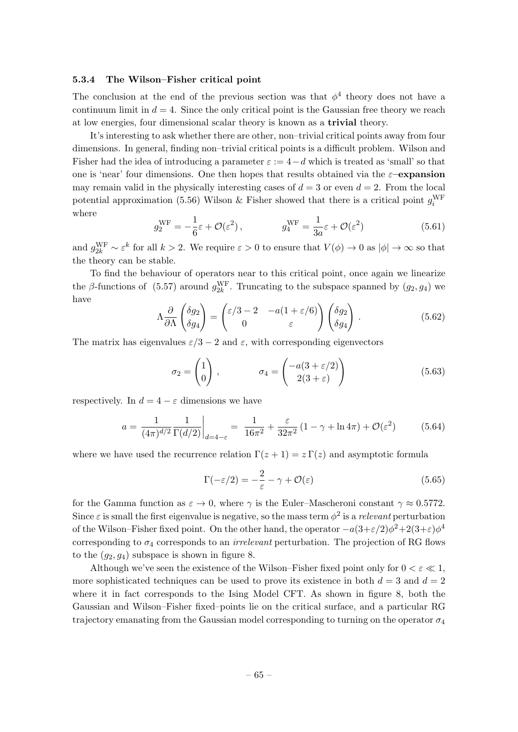### 5.3.4 The Wilson–Fisher critical point

The conclusion at the end of the previous section was that $\phi^4$ theory does not have a continuum limit in $d = 4$. Since the only critical point is the Gaussian free theory we reach at low energies, four dimensional scalar theory is known as a **trivial** theory.

It's interesting to ask whether there are other, non–trivial critical points away from four dimensions. In general, finding non–trivial critical points is a difficult problem. Wilson and Fisher had the idea of introducing a parameter $\varepsilon := 4 - d$ which is treated as 'small' so that one is 'near' four dimensions. One then hopes that results obtained via the $\varepsilon$**–expansion** may remain valid in the physically interesting cases of $d = 3$ or even $d = 2$. From the local potential approximation (5.56) Wilson & Fisher showed that there is a critical point $g_i^{\rm WF}$ where

$$g_2^{\rm WF} = -\frac{1}{6}\varepsilon + \mathcal{O}(\varepsilon^2)\,, \qquad\qquad g_4^{\rm WF} = \frac{1}{3a}\varepsilon + \mathcal{O}(\varepsilon^2) \tag{5.61}$$

and $g_{2k}^{\rm WF} \sim \varepsilon^k$ for all $k > 2$. We require $\varepsilon > 0$ to ensure that $V(\phi) \to 0$ as $|\phi| \to \infty$ so that the theory can be stable.

To find the behaviour of operators near to this critical point, once again we linearize the $\beta$-functions of (5.57) around $g_{2k}^{\rm WF}$. Truncating to the subspace spanned by $(g_2, g_4)$ we have

$$\Lambda\frac{\partial}{\partial\Lambda}\begin{pmatrix}\delta g_2\\ \delta g_4\end{pmatrix} = \begin{pmatrix}\varepsilon/3 - 2 & -a(1+\varepsilon/6)\\ 0 & \varepsilon\end{pmatrix}\begin{pmatrix}\delta g_2\\ \delta g_4\end{pmatrix}\,. \tag{5.62}$$

The matrix has eigenvalues $\varepsilon/3 - 2$ and $\varepsilon$, with corresponding eigenvectors

$$\sigma_2 = \begin{pmatrix}1\\0\end{pmatrix}\,, \qquad\qquad \sigma_4 = \begin{pmatrix}-a(3+\varepsilon/2)\\ 2(3+\varepsilon)\end{pmatrix} \tag{5.63}$$

respectively. In $d = 4 - \varepsilon$ dimensions we have

$$a = \frac{1}{(4\pi)^{d/2}}\frac{1}{\Gamma(d/2)}\bigg|_{d=4-\varepsilon} = \frac{1}{16\pi^2} + \frac{\varepsilon}{32\pi^2}\left(1 - \gamma + \ln 4\pi\right) + \mathcal{O}(\varepsilon^2) \tag{5.64}$$

where we have used the recurrence relation $\Gamma(z+1) = z\,\Gamma(z)$ and asymptotic formula

$$\Gamma(-\varepsilon/2) = -\frac{2}{\varepsilon} - \gamma + \mathcal{O}(\varepsilon) \tag{5.65}$$

for the Gamma function as $\varepsilon \to 0$, where $\gamma$ is the Euler–Mascheroni constant $\gamma \approx 0.5772$. Since $\varepsilon$ is small the first eigenvalue is negative, so the mass term $\phi^2$ is a *relevant* perturbation of the Wilson–Fisher fixed point. On the other hand, the operator $-a(3+\varepsilon/2)\phi^2 + 2(3+\varepsilon)\phi^4$ corresponding to $\sigma_4$ corresponds to an *irrelevant* perturbation. The projection of RG flows to the $(g_2, g_4)$ subspace is shown in figure 8.

Although we've seen the existence of the Wilson–Fisher fixed point only for $0 < \varepsilon \ll 1$, more sophisticated techniques can be used to prove its existence in both $d = 3$ and $d = 2$ where it in fact corresponds to the Ising Model CFT. As shown in figure 8, both the Gaussian and Wilson–Fisher fixed–points lie on the critical surface, and a particular RG trajectory emanating from the Gaussian model corresponding to turning on the operator $\sigma_4$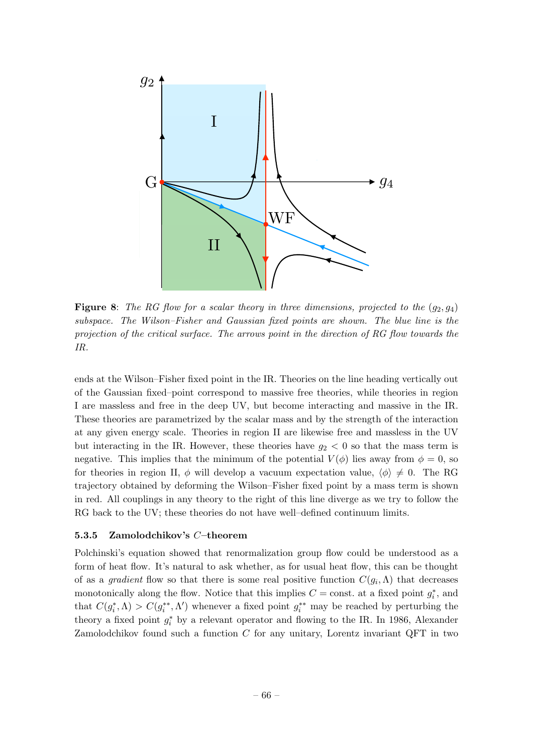**Figure 8**: *The RG flow for a scalar theory in three dimensions, projected to the $(g_2, g_4)$ subspace. The Wilson–Fisher and Gaussian fixed points are shown. The blue line is the projection of the critical surface. The arrows point in the direction of RG flow towards the IR.*

ends at the Wilson–Fisher fixed point in the IR. Theories on the line heading vertically out of the Gaussian fixed–point correspond to massive free theories, while theories in region I are massless and free in the deep UV, but become interacting and massive in the IR. These theories are parametrized by the scalar mass and by the strength of the interaction at any given energy scale. Theories in region II are likewise free and massless in the UV but interacting in the IR. However, these theories have $g_2 < 0$ so that the mass term is negative. This implies that the minimum of the potential $V(\phi)$ lies away from $\phi = 0$, so for theories in region II, $\phi$ will develop a vacuum expectation value, $\langle\phi\rangle \neq 0$. The RG trajectory obtained by deforming the Wilson–Fisher fixed point by a mass term is shown in red. All couplings in any theory to the right of this line diverge as we try to follow the RG back to the UV; these theories do not have well–defined continuum limits.

### 5.3.5 Zamolodchikov's $C$–theorem

Polchinski's equation showed that renormalization group flow could be understood as a form of heat flow. It's natural to ask whether, as for usual heat flow, this can be thought of as a *gradient* flow so that there is some real positive function $C(g_i, \Lambda)$ that decreases monotonically along the flow. Notice that this implies $C = \text{const.}$ at a fixed point $g_i^*$, and that $C(g_i^*, \Lambda) > C(g_i^{**}, \Lambda')$ whenever a fixed point $g_i^{**}$ may be reached by perturbing the theory a fixed point $g_i^*$ by a relevant operator and flowing to the IR. In 1986, Alexander Zamolodchikov found such a function $C$ for any unitary, Lorentz invariant QFT in two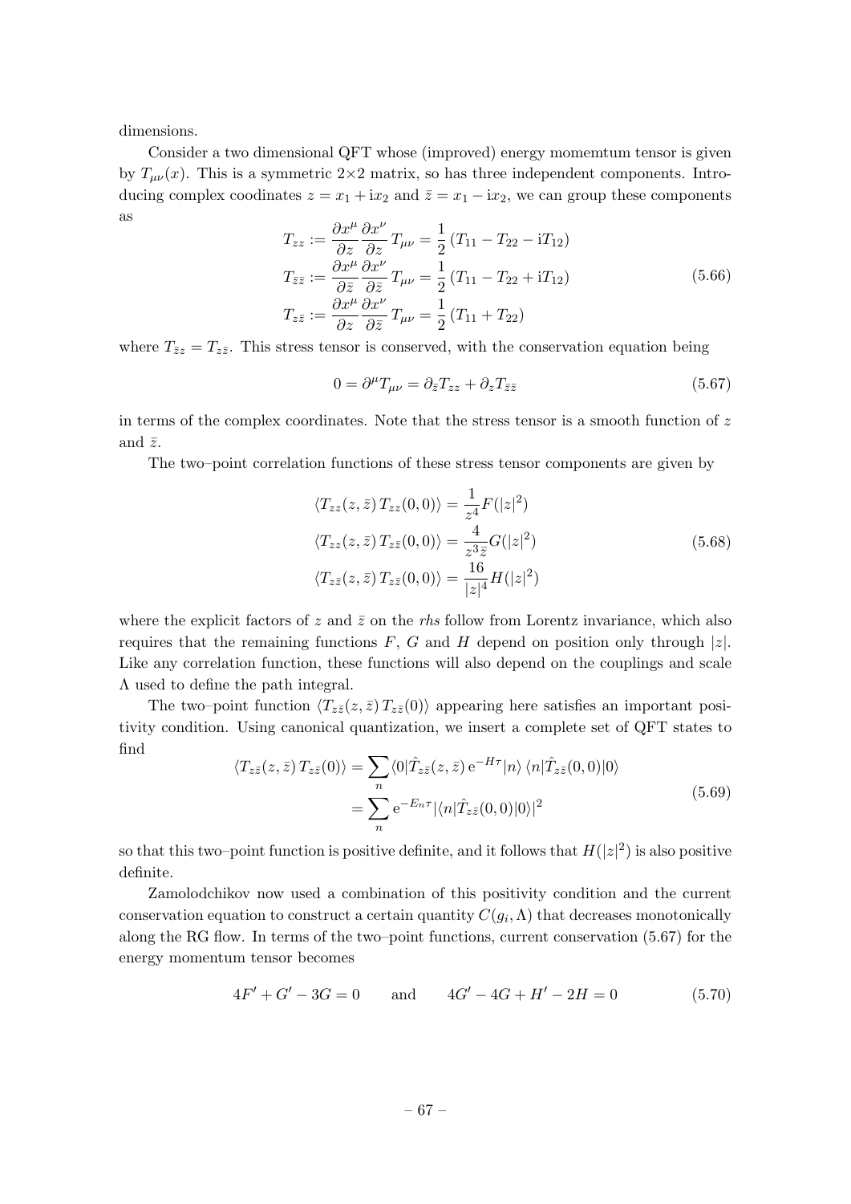dimensions.

Consider a two dimensional QFT whose (improved) energy momemtum tensor is given by $T_{\mu\nu}(x)$. This is a symmetric $2\times 2$ matrix, so has three independent components. Introducing complex coodinates $z = x_1 + \mathrm{i}x_2$ and $\bar{z} = x_1 - \mathrm{i}x_2$, we can group these components as

$$
\begin{aligned}
T_{zz} &:= \frac{\partial x^\mu}{\partial z}\frac{\partial x^\nu}{\partial z}\,T_{\mu\nu} = \frac{1}{2}\left(T_{11} - T_{22} - \mathrm{i}T_{12}\right)\\
T_{\bar{z}\bar{z}} &:= \frac{\partial x^\mu}{\partial \bar{z}}\frac{\partial x^\nu}{\partial \bar{z}}\,T_{\mu\nu} = \frac{1}{2}\left(T_{11} - T_{22} + \mathrm{i}T_{12}\right)\\
T_{z\bar{z}} &:= \frac{\partial x^\mu}{\partial z}\frac{\partial x^\nu}{\partial \bar{z}}\,T_{\mu\nu} = \frac{1}{2}\left(T_{11} + T_{22}\right)
\end{aligned}
\tag{5.66}
$$

where $T_{\bar{z}z} = T_{z\bar{z}}$. This stress tensor is conserved, with the conservation equation being

$$
0 = \partial^\mu T_{\mu\nu} = \partial_{\bar{z}} T_{zz} + \partial_z T_{\bar{z}\bar{z}} \tag{5.67}
$$

in terms of the complex coordinates. Note that the stress tensor is a smooth function of $z$ and $\bar{z}$.

The two–point correlation functions of these stress tensor components are given by

$$
\begin{aligned}
\langle T_{zz}(z,\bar{z})\,T_{zz}(0,0)\rangle &= \frac{1}{z^4}F(|z|^2)\\
\langle T_{zz}(z,\bar{z})\,T_{z\bar{z}}(0,0)\rangle &= \frac{4}{z^3\bar{z}}G(|z|^2)\\
\langle T_{z\bar{z}}(z,\bar{z})\,T_{z\bar{z}}(0,0)\rangle &= \frac{16}{|z|^4}H(|z|^2)
\end{aligned}
\tag{5.68}
$$

where the explicit factors of $z$ and $\bar{z}$ on the *rhs* follow from Lorentz invariance, which also requires that the remaining functions $F$, $G$ and $H$ depend on position only through $|z|$. Like any correlation function, these functions will also depend on the couplings and scale $\Lambda$ used to define the path integral.

The two–point function $\langle T_{z\bar{z}}(z,\bar{z})\,T_{z\bar{z}}(0)\rangle$ appearing here satisfies an important positivity condition. Using canonical quantization, we insert a complete set of QFT states to find

$$
\begin{aligned}
\langle T_{z\bar{z}}(z,\bar{z})\,T_{z\bar{z}}(0)\rangle &= \sum_n \langle 0|\hat{T}_{z\bar{z}}(z,\bar{z})\,\mathrm{e}^{-H\tau}|n\rangle\,\langle n|\hat{T}_{z\bar{z}}(0,0)|0\rangle\\
&= \sum_n \mathrm{e}^{-E_n\tau}|\langle n|\hat{T}_{z\bar{z}}(0,0)|0\rangle|^2
\end{aligned}
\tag{5.69}
$$

so that this two–point function is positive definite, and it follows that $H(|z|^2)$ is also positive definite.

Zamolodchikov now used a combination of this positivity condition and the current conservation equation to construct a certain quantity $C(g_i,\Lambda)$ that decreases monotonically along the RG flow. In terms of the two–point functions, current conservation (5.67) for the energy momentum tensor becomes

$$
4F' + G' - 3G = 0 \qquad \text{and} \qquad 4G' - 4G + H' - 2H = 0 \tag{5.70}
$$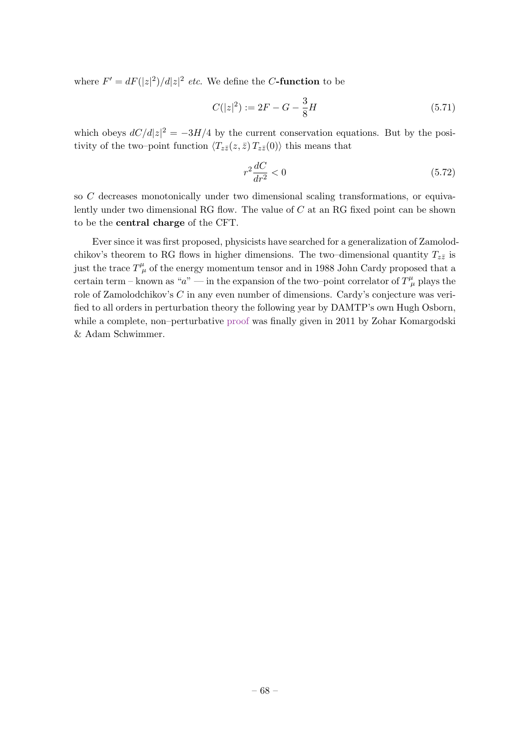where $F' = dF(|z|^2)/d|z|^2$ *etc.* We define the **$C$-function** to be

$$C(|z|^2) := 2F - G - \frac{3}{8}H \tag{5.71}$$

which obeys $dC/d|z|^2 = -3H/4$ by the current conservation equations. But by the positivity of the two–point function $\langle T_{z\bar{z}}(z,\bar{z})\, T_{z\bar{z}}(0)\rangle$ this means that

$$r^2 \frac{dC}{dr^2} < 0 \tag{5.72}$$

so $C$ decreases monotonically under two dimensional scaling transformations, or equivalently under two dimensional RG flow. The value of $C$ at an RG fixed point can be shown to be the **central charge** of the CFT.

Ever since it was first proposed, physicists have searched for a generalization of Zamolodchikov's theorem to RG flows in higher dimensions. The two–dimensional quantity $T_{z\bar{z}}$ is just the trace $T^{\mu}_{\ \mu}$ of the energy momentum tensor and in 1988 John Cardy proposed that a certain term – known as "$a$" — in the expansion of the two–point correlator of $T^{\mu}_{\ \mu}$ plays the role of Zamolodchikov's $C$ in any even number of dimensions. Cardy's conjecture was verified to all orders in perturbation theory the following year by DAMTP's own Hugh Osborn, while a complete, non–perturbative proof was finally given in 2011 by Zohar Komargodski & Adam Schwimmer.